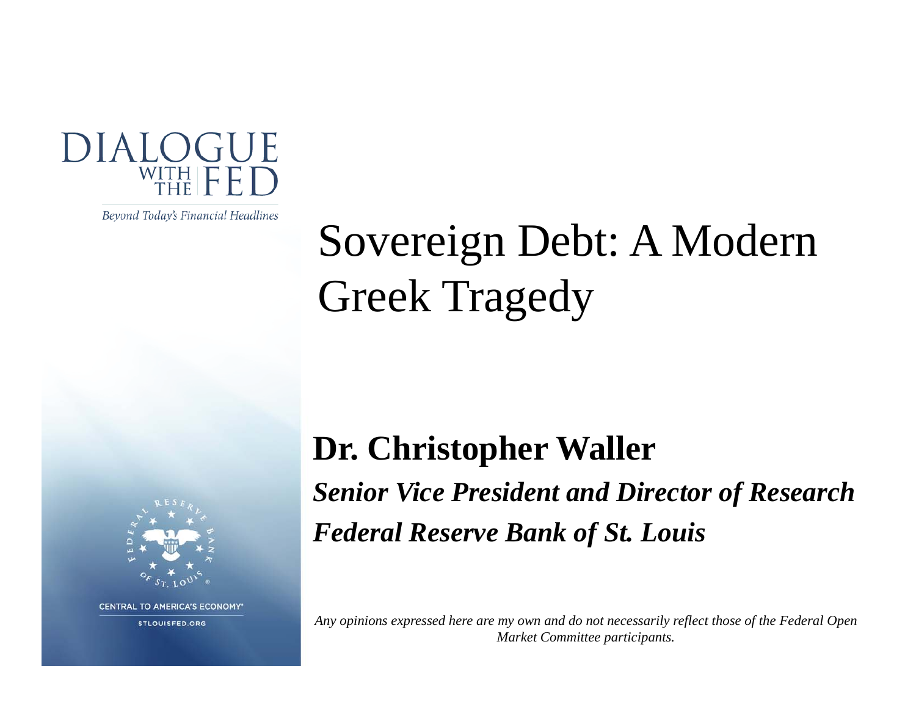DIALOGUE WITH THE FED

*Beyond Today's Financial Headlines*

# Sovereign Debt: A Modern Greek Tragedy

**Dr. Christopher Waller**

***Senior Vice President and Director of Research***

***Federal Reserve Bank of St. Louis***

*Any opinions expressed here are my own and do not necessarily reflect those of the Federal Open Market Committee participants.*

CENTRAL TO AMERICA'S ECONOMY

STLOUISFED.ORG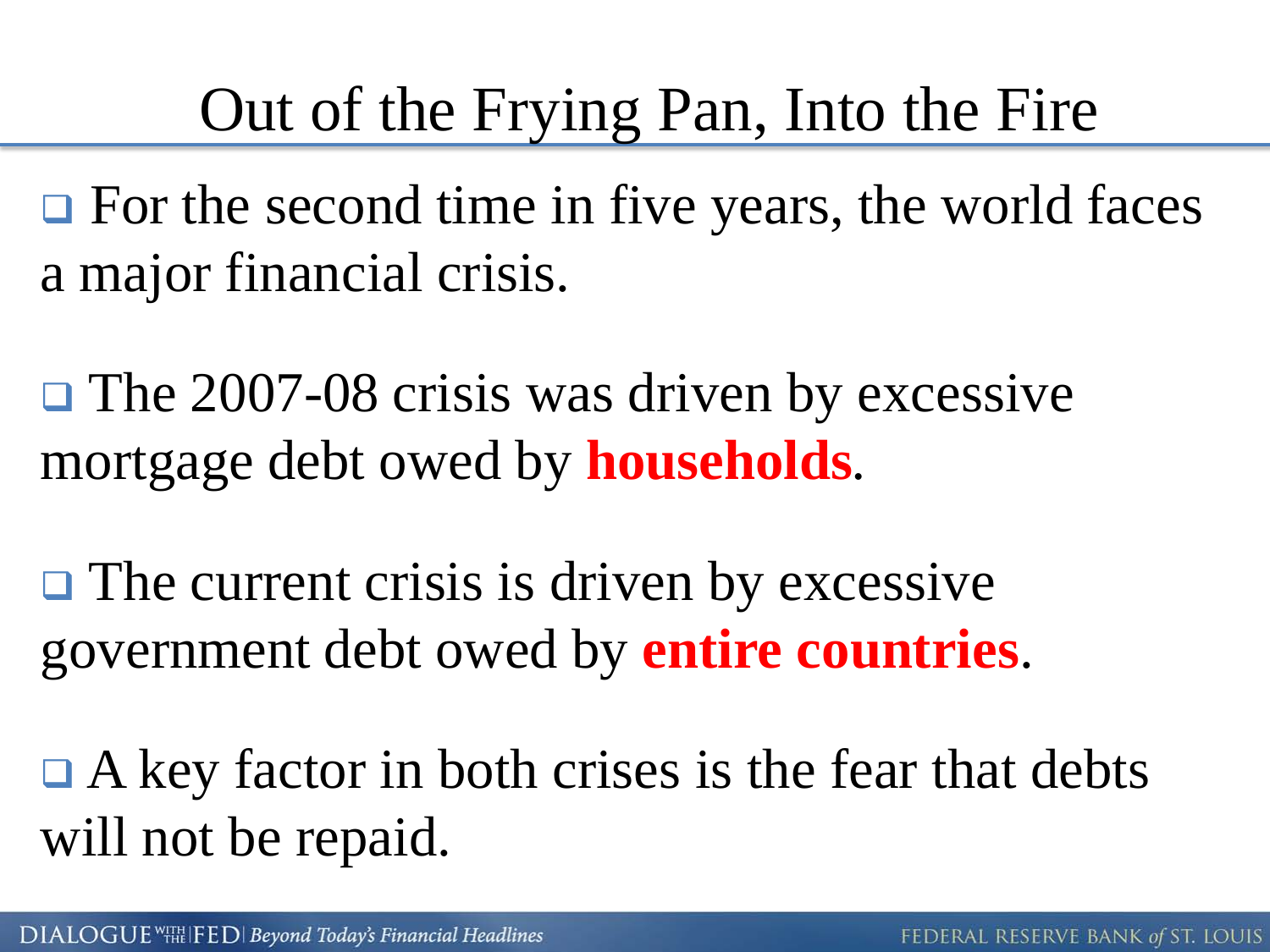# Out of the Frying Pan, Into the Fire

- For the second time in five years, the world faces a major financial crisis.
- The 2007-08 crisis was driven by excessive mortgage debt owed by **households**.
- The current crisis is driven by excessive government debt owed by **entire countries**.
- A key factor in both crises is the fear that debts will not be repaid.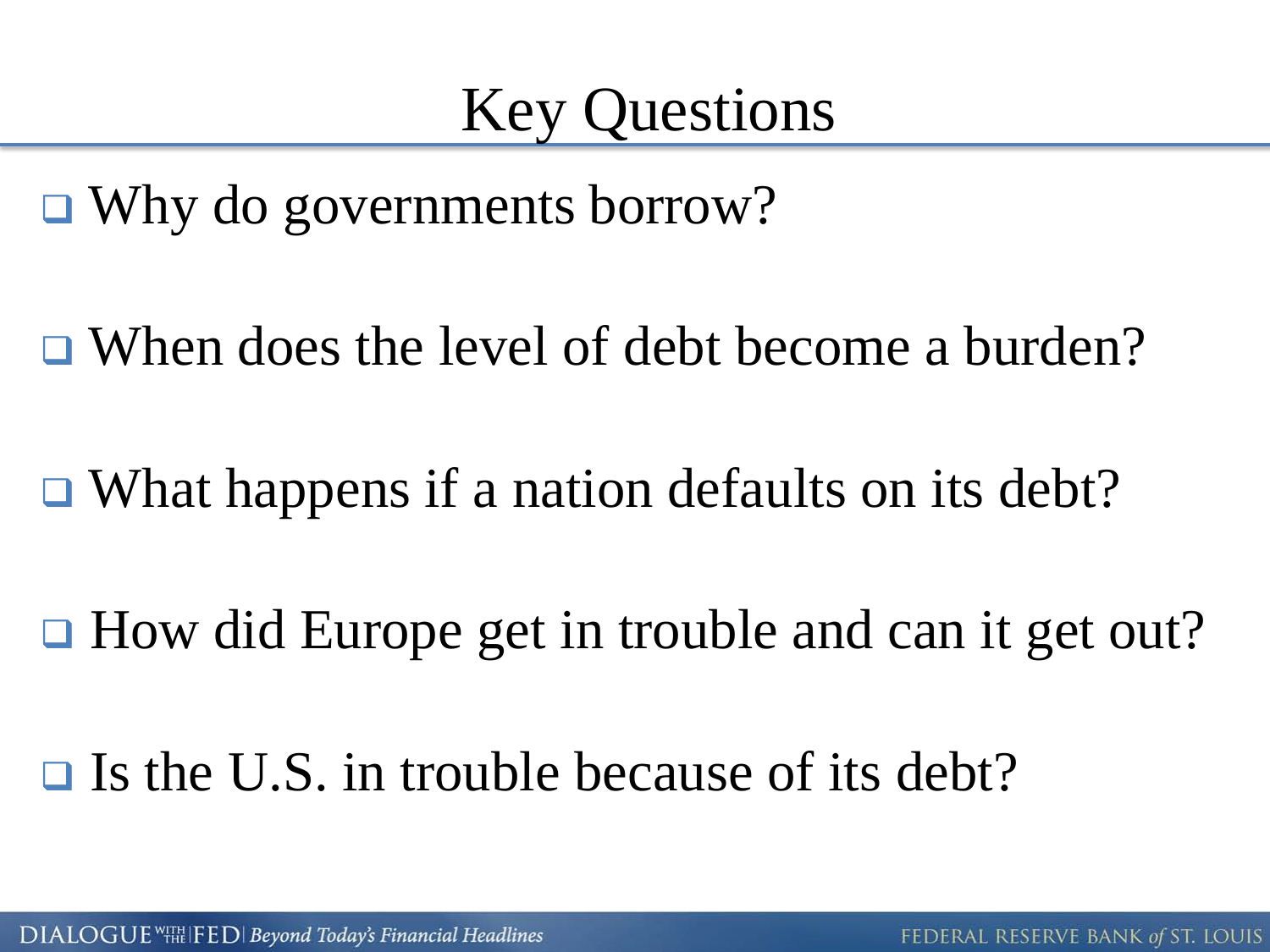# Key Questions

- Why do governments borrow?
- When does the level of debt become a burden?
- What happens if a nation defaults on its debt?
- How did Europe get in trouble and can it get out?
- Is the U.S. in trouble because of its debt?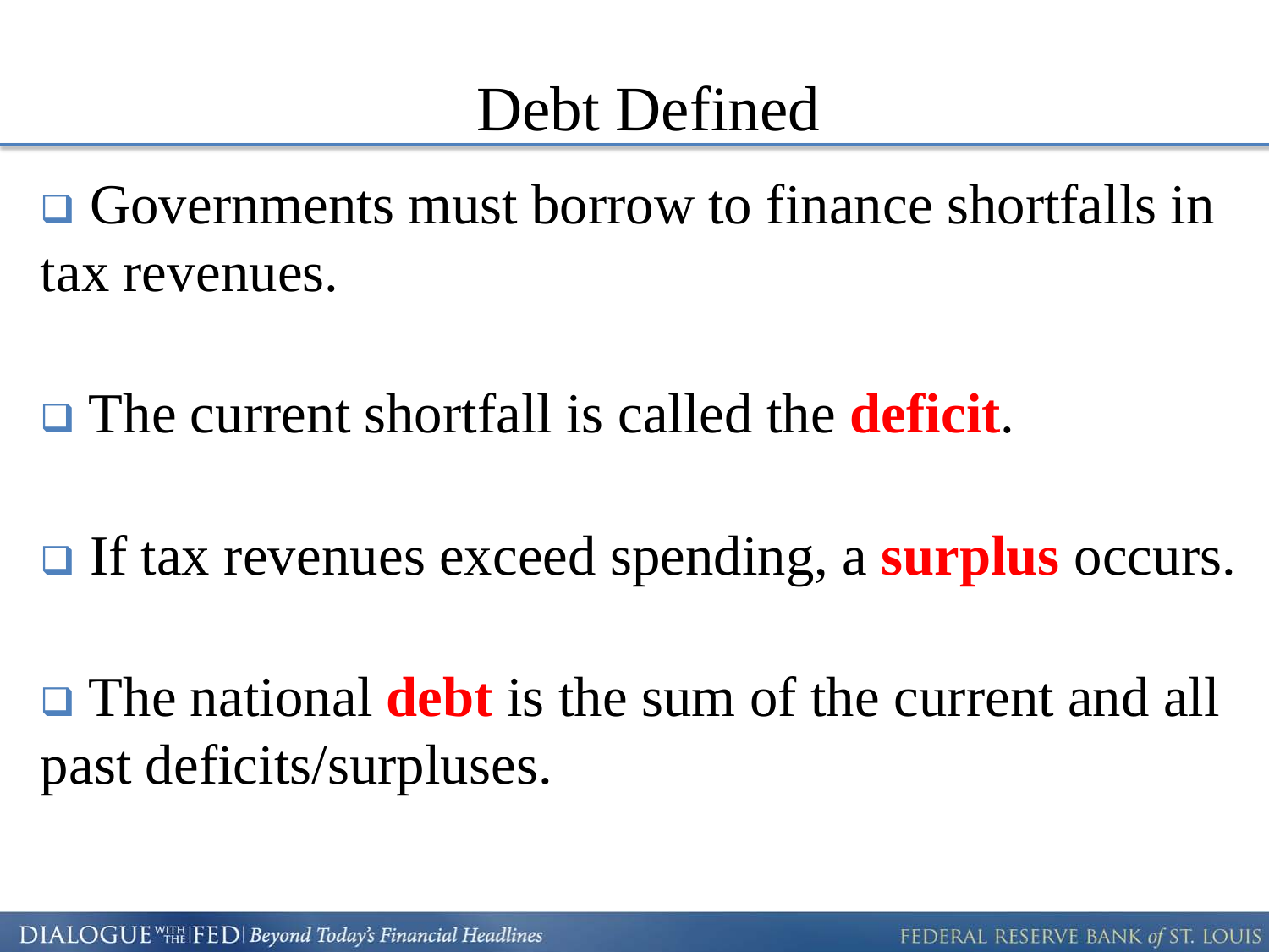# Debt Defined

- Governments must borrow to finance shortfalls in tax revenues.
- The current shortfall is called the **deficit**.
- If tax revenues exceed spending, a **surplus** occurs.
- The national **debt** is the sum of the current and all past deficits/surpluses.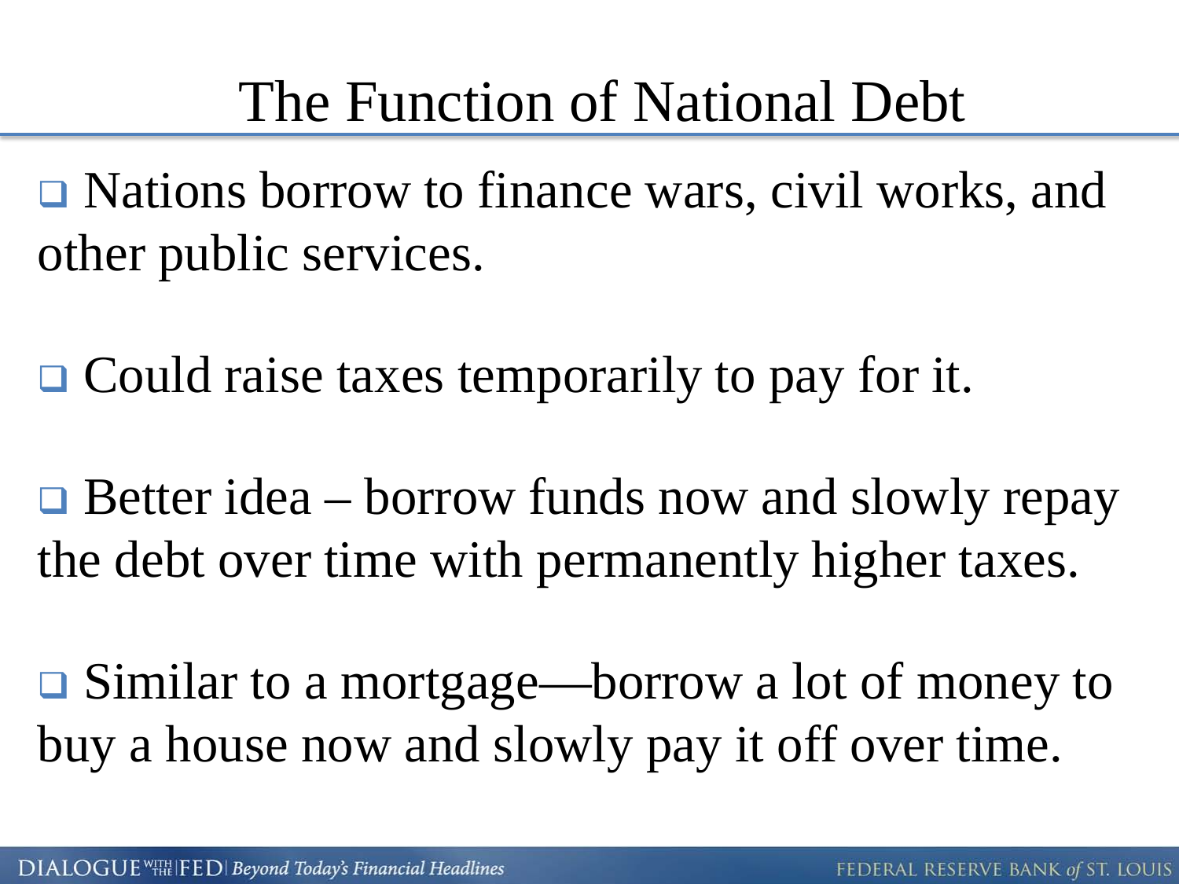# The Function of National Debt

- Nations borrow to finance wars, civil works, and other public services.
- Could raise taxes temporarily to pay for it.
- Better idea – borrow funds now and slowly repay the debt over time with permanently higher taxes.
- Similar to a mortgage—borrow a lot of money to buy a house now and slowly pay it off over time.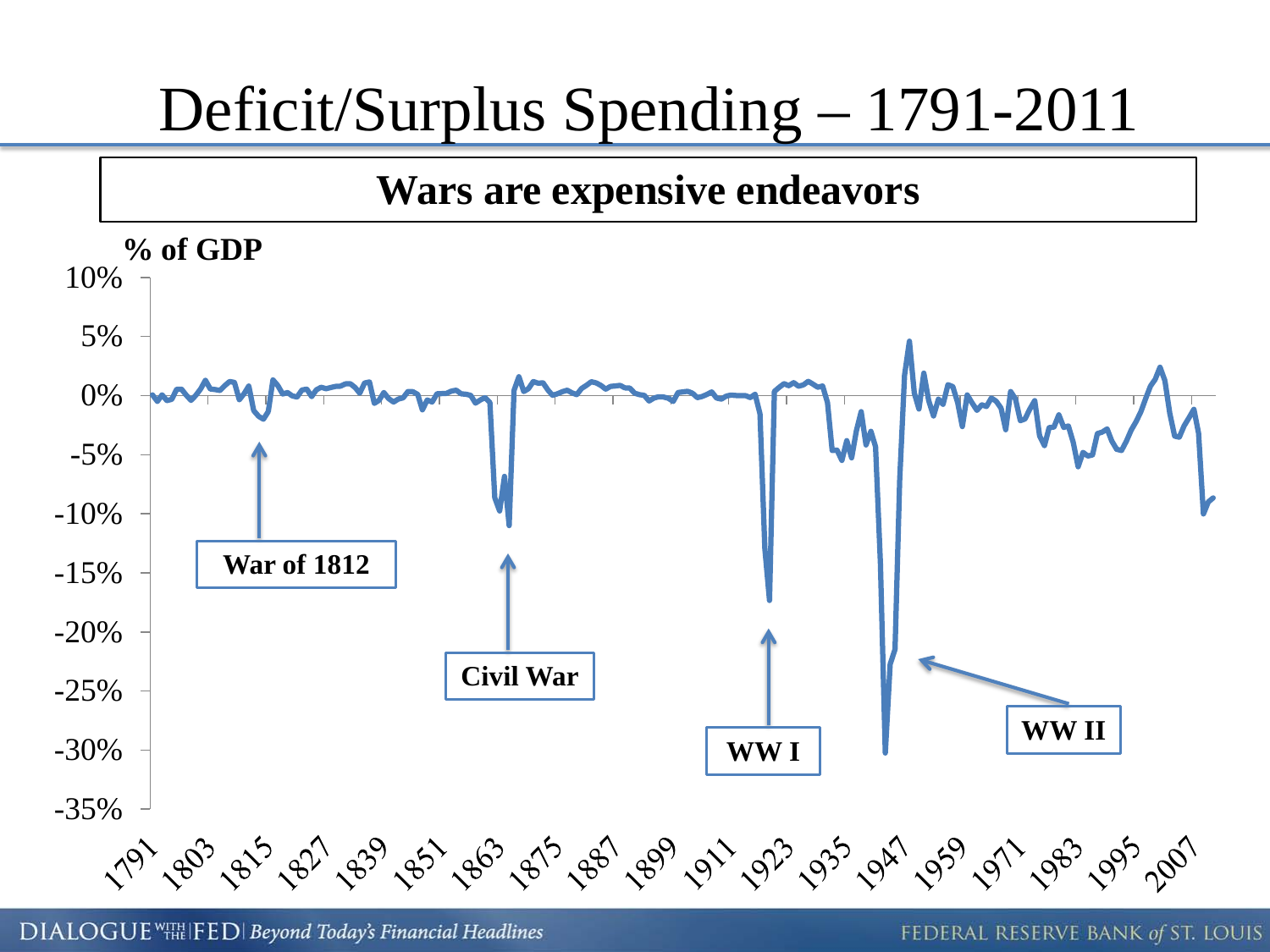# Deficit/Surplus Spending – 1791-2011

**Wars are expensive endeavors**

**% of GDP**

10%
5%
0%
-5%
-10%
-15%
-20%
-25%
-30%
-35%

**War of 1812**

**Civil War**

**WW I**

**WW II**

1791 1803 1815 1827 1839 1851 1863 1875 1887 1899 1911 1923 1935 1947 1959 1971 1983 1995 2007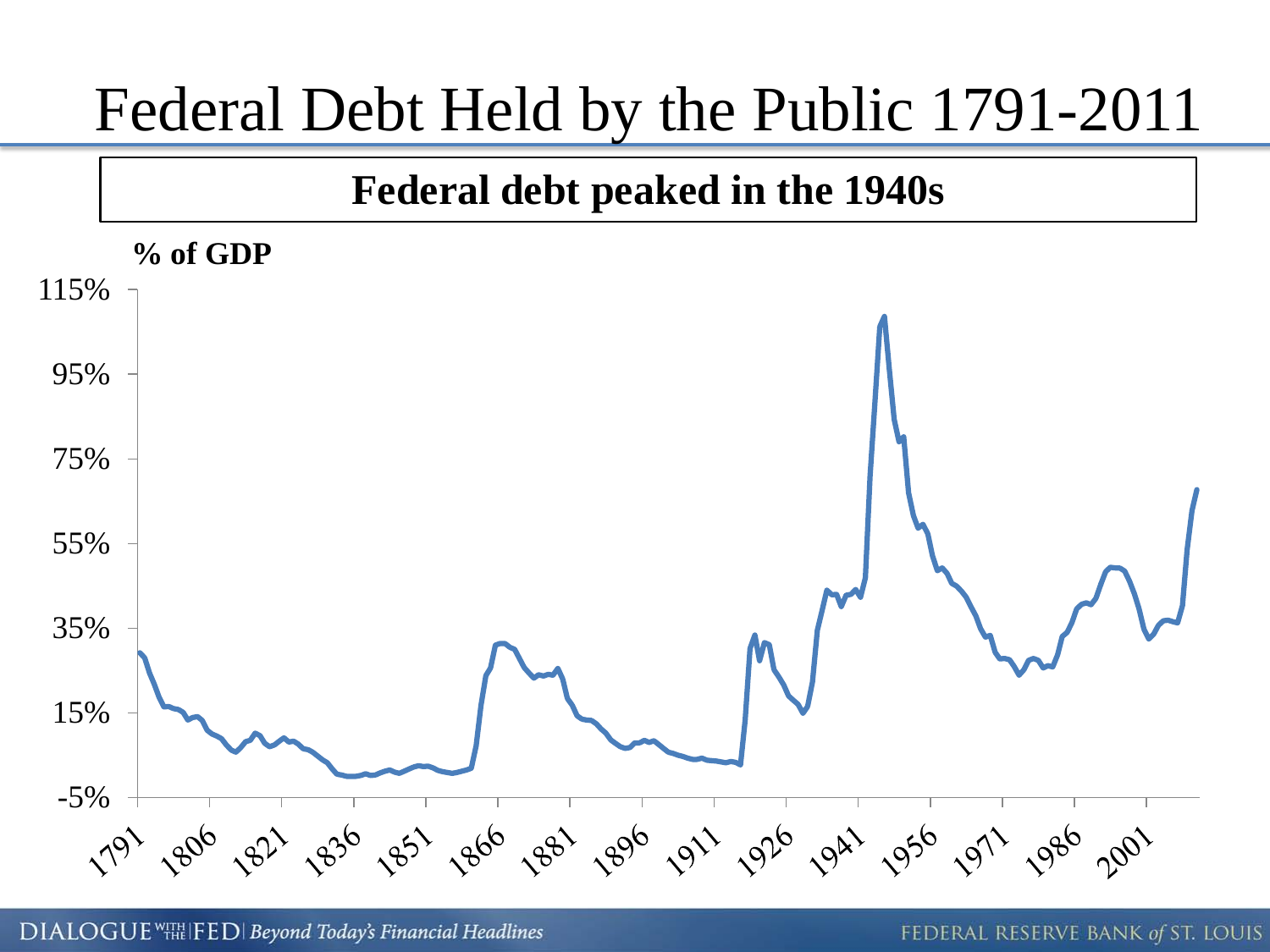# Federal Debt Held by the Public 1791-2011

**Federal debt peaked in the 1940s**

**% of GDP**

115%

95%

75%

55%

35%

15%

-5%

1791 1806 1821 1836 1851 1866 1881 1896 1911 1926 1941 1956 1971 1986 2001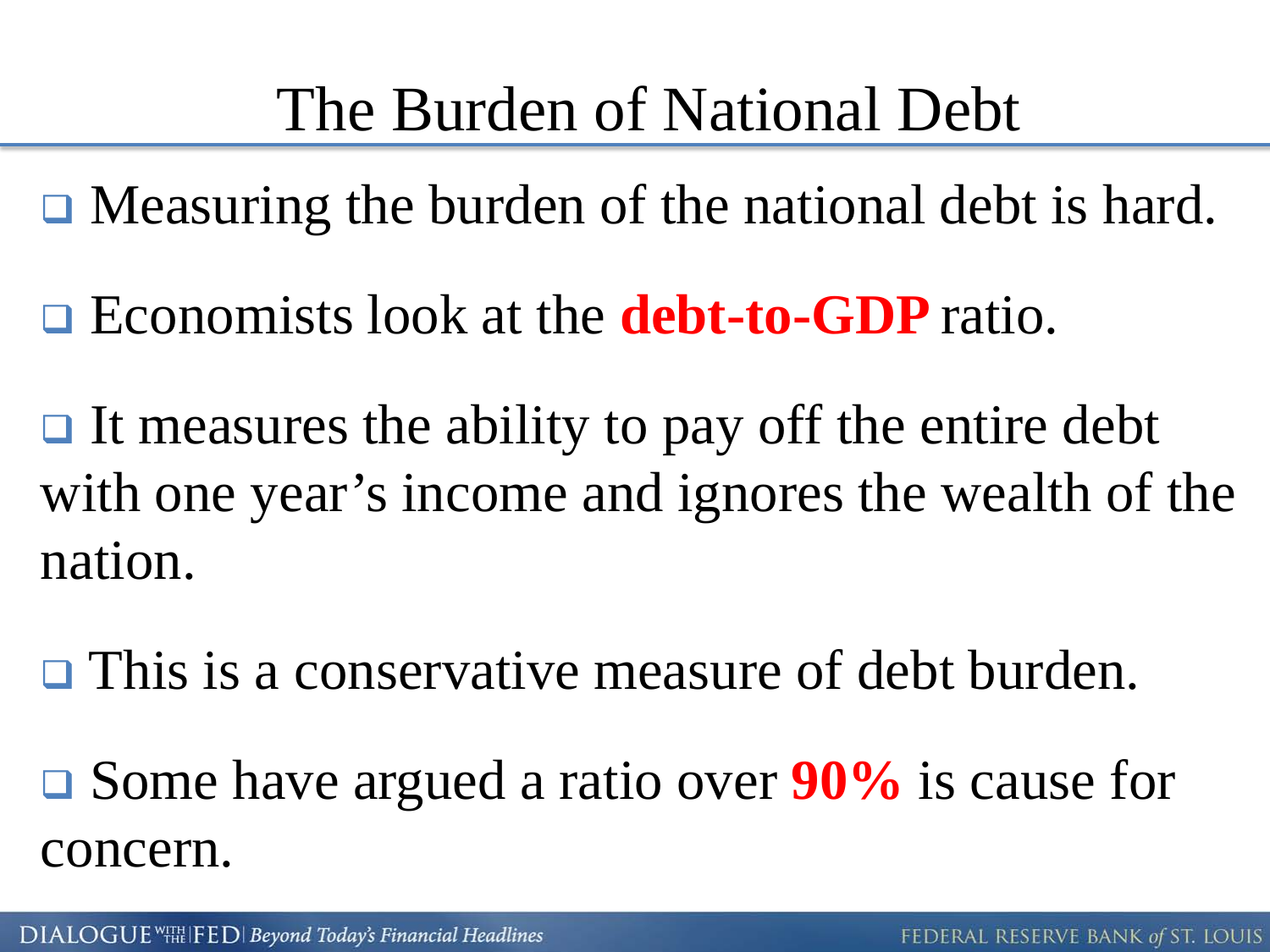# The Burden of National Debt

- Measuring the burden of the national debt is hard.
- Economists look at the **debt-to-GDP** ratio.
- It measures the ability to pay off the entire debt with one year's income and ignores the wealth of the nation.
- This is a conservative measure of debt burden.
- Some have argued a ratio over **90%** is cause for concern.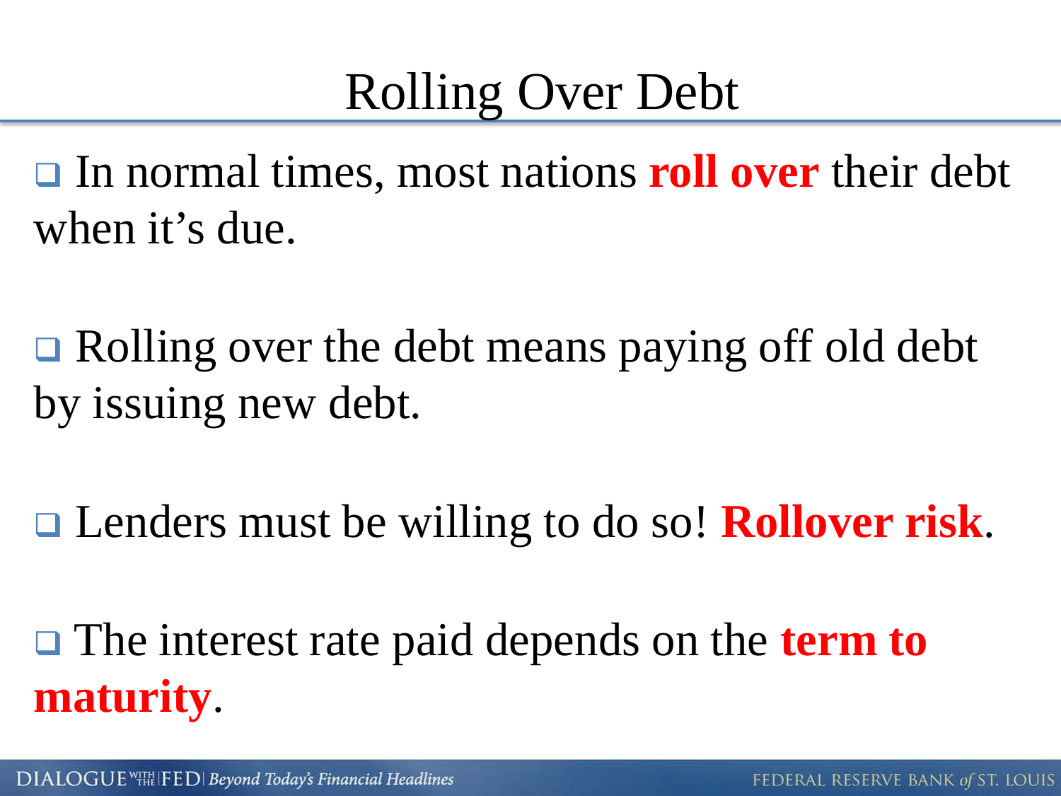# Rolling Over Debt

- In normal times, most nations **roll over** their debt when it's due.

- Rolling over the debt means paying off old debt by issuing new debt.

- Lenders must be willing to do so! **Rollover risk**.

- The interest rate paid depends on the **term to maturity**.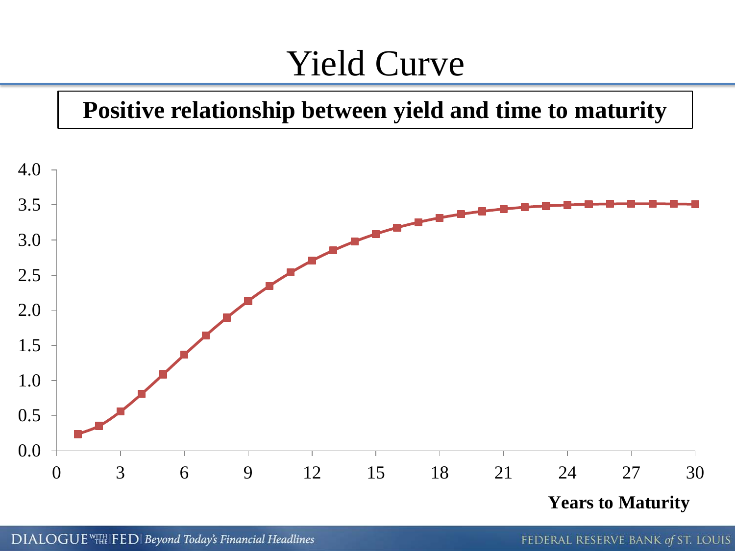# Yield Curve

**Positive relationship between yield and time to maturity**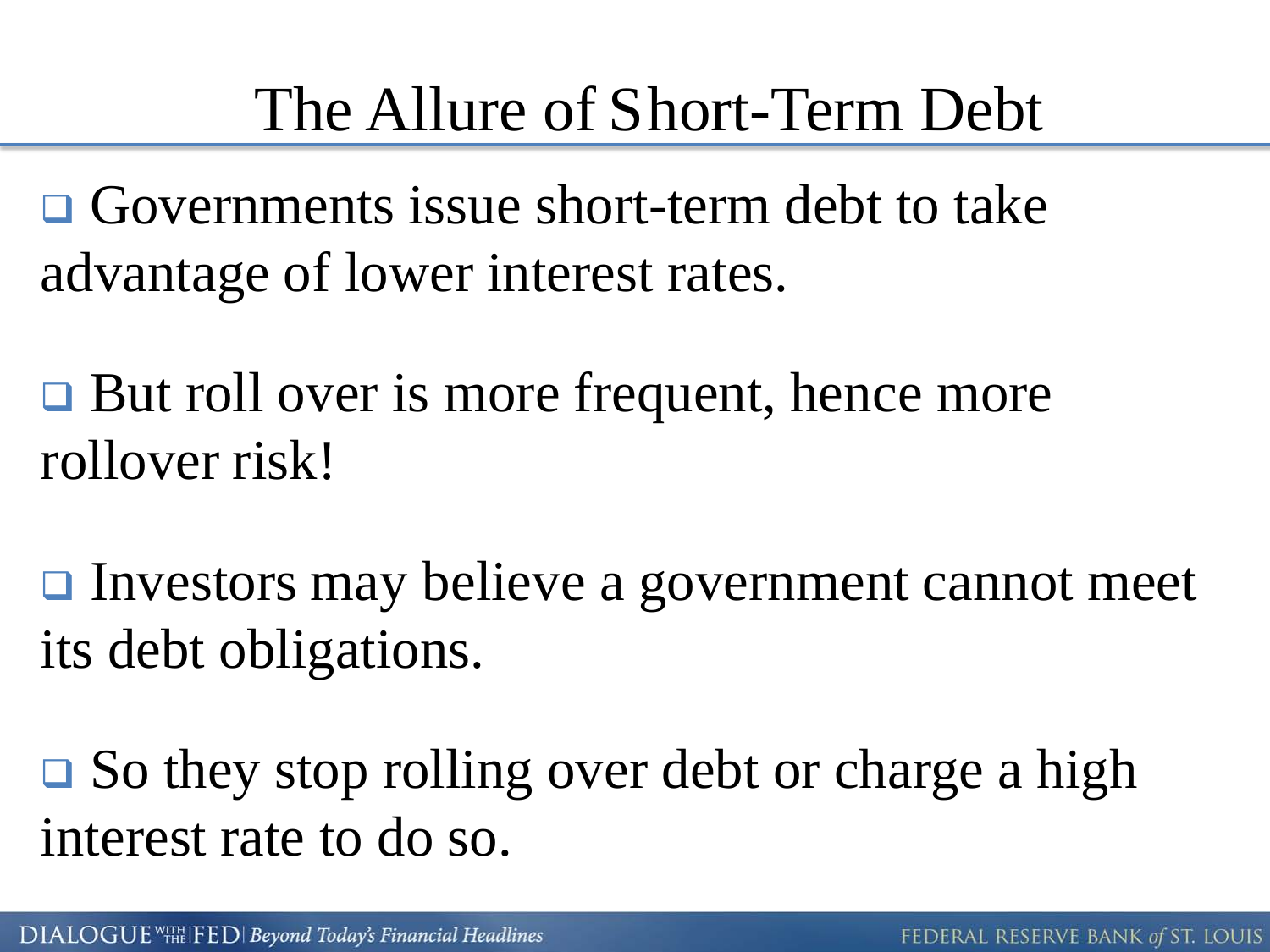# The Allure of Short-Term Debt

- Governments issue short-term debt to take advantage of lower interest rates.

- But roll over is more frequent, hence more rollover risk!

- Investors may believe a government cannot meet its debt obligations.

- So they stop rolling over debt or charge a high interest rate to do so.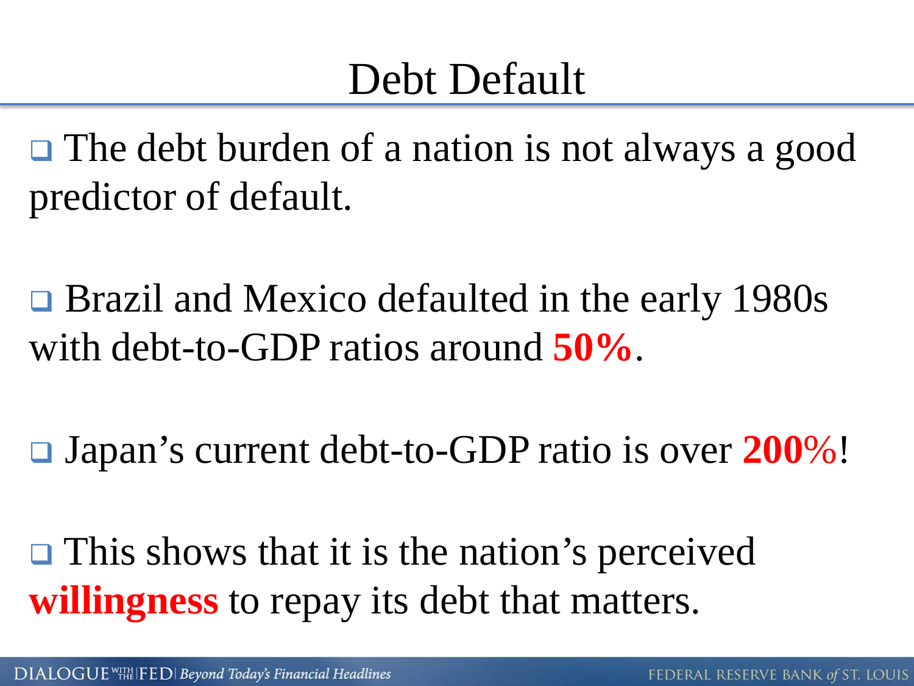# Debt Default

- The debt burden of a nation is not always a good predictor of default.

- Brazil and Mexico defaulted in the early 1980s with debt-to-GDP ratios around **50%**.

- Japan's current debt-to-GDP ratio is over **200%**!

- This shows that it is the nation's perceived **willingness** to repay its debt that matters.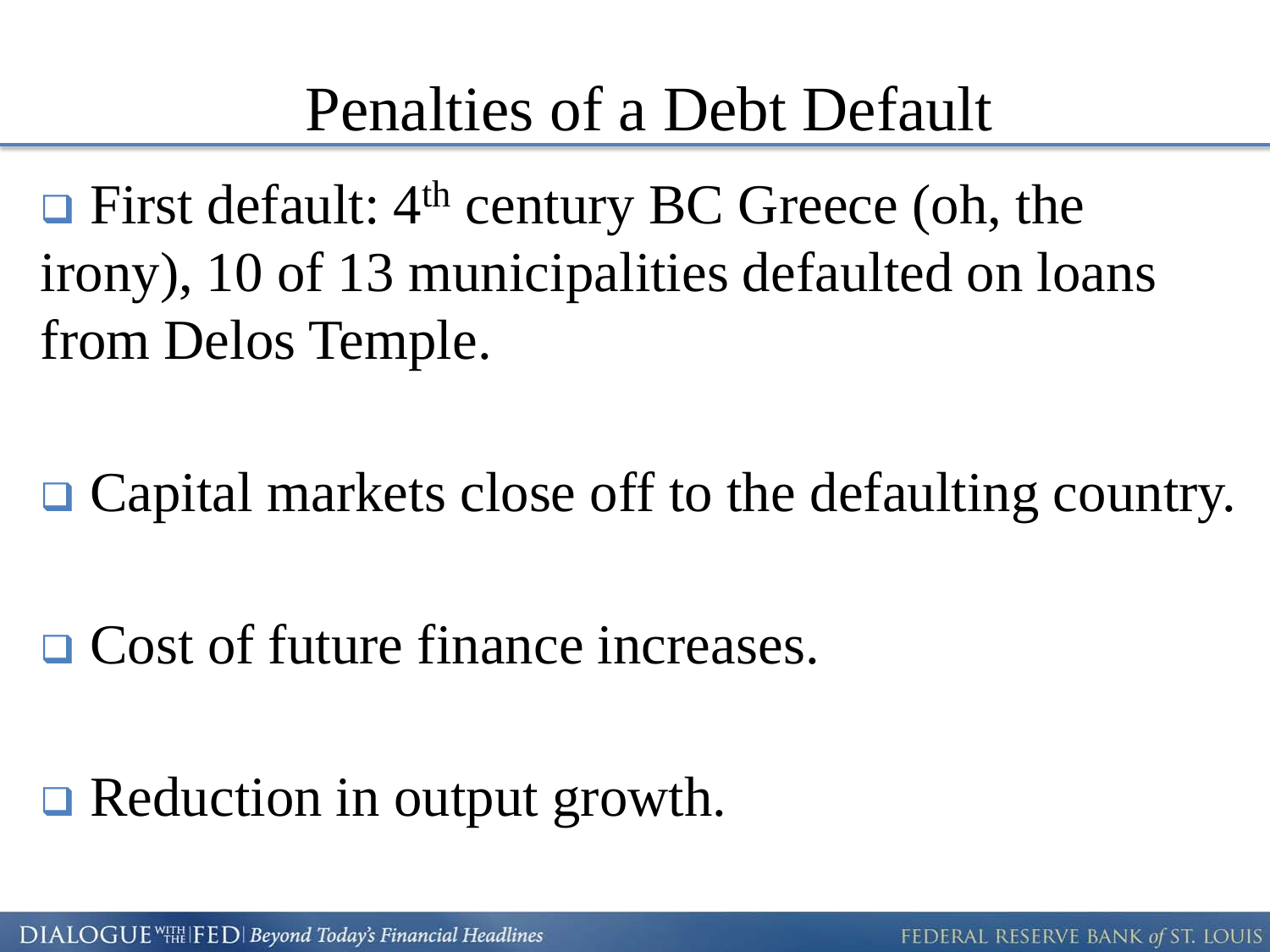# Penalties of a Debt Default

- First default: 4th century BC Greece (oh, the irony), 10 of 13 municipalities defaulted on loans from Delos Temple.
- Capital markets close off to the defaulting country.
- Cost of future finance increases.
- Reduction in output growth.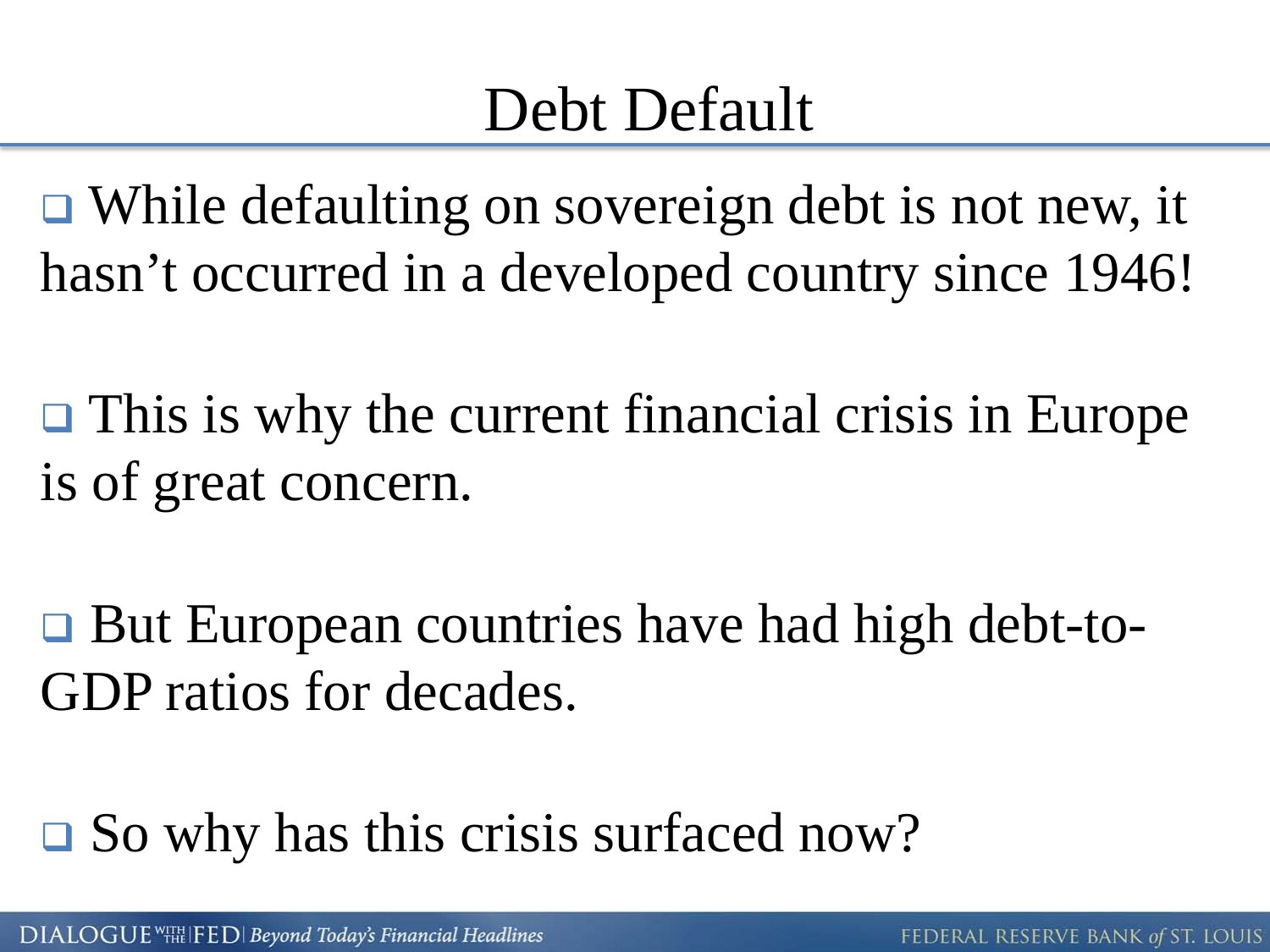# Debt Default

- While defaulting on sovereign debt is not new, it hasn't occurred in a developed country since 1946!

- This is why the current financial crisis in Europe is of great concern.

- But European countries have had high debt-to-GDP ratios for decades.

- So why has this crisis surfaced now?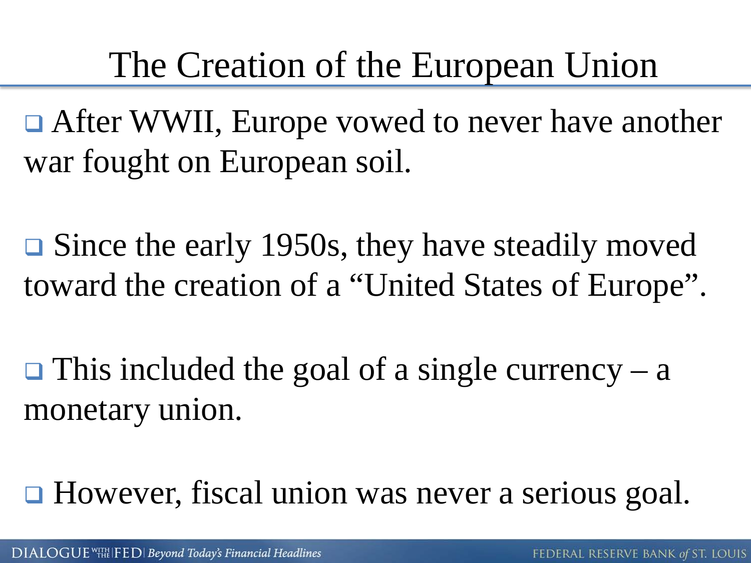# The Creation of the European Union

- After WWII, Europe vowed to never have another war fought on European soil.

- Since the early 1950s, they have steadily moved toward the creation of a "United States of Europe".

- This included the goal of a single currency – a monetary union.

- However, fiscal union was never a serious goal.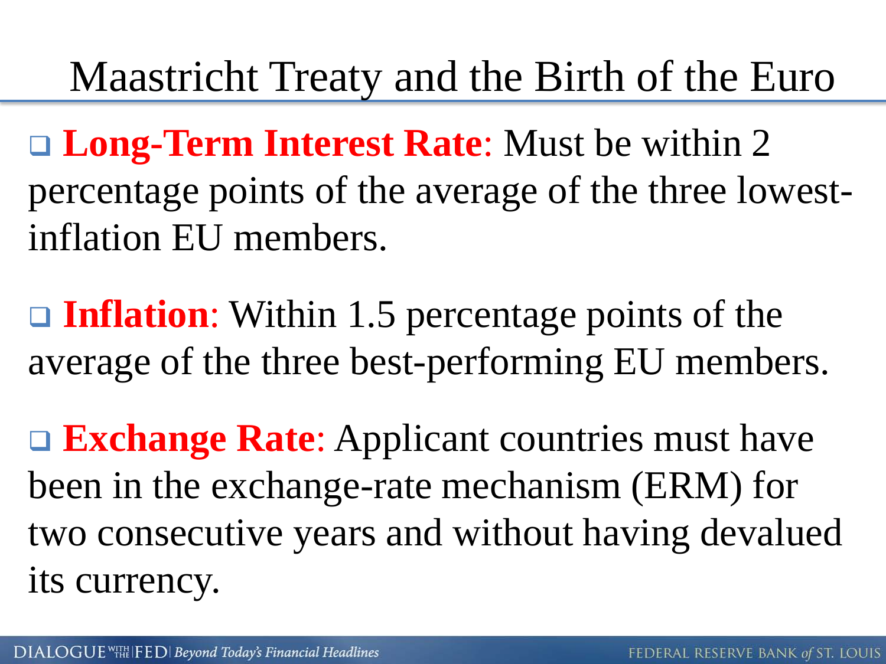# Maastricht Treaty and the Birth of the Euro

- **Long-Term Interest Rate**: Must be within 2 percentage points of the average of the three lowest-inflation EU members.

- **Inflation**: Within 1.5 percentage points of the average of the three best-performing EU members.

- **Exchange Rate**: Applicant countries must have been in the exchange-rate mechanism (ERM) for two consecutive years and without having devalued its currency.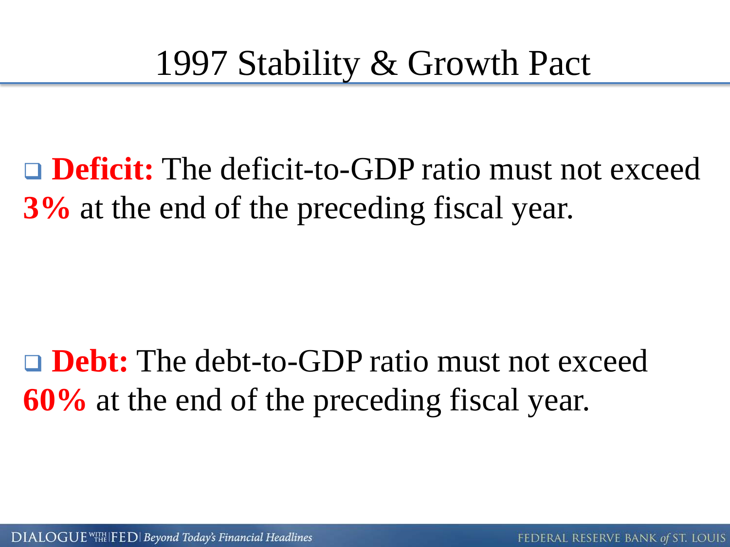# 1997 Stability & Growth Pact

- **Deficit:** The deficit-to-GDP ratio must not exceed **3%** at the end of the preceding fiscal year.

- **Debt:** The debt-to-GDP ratio must not exceed **60%** at the end of the preceding fiscal year.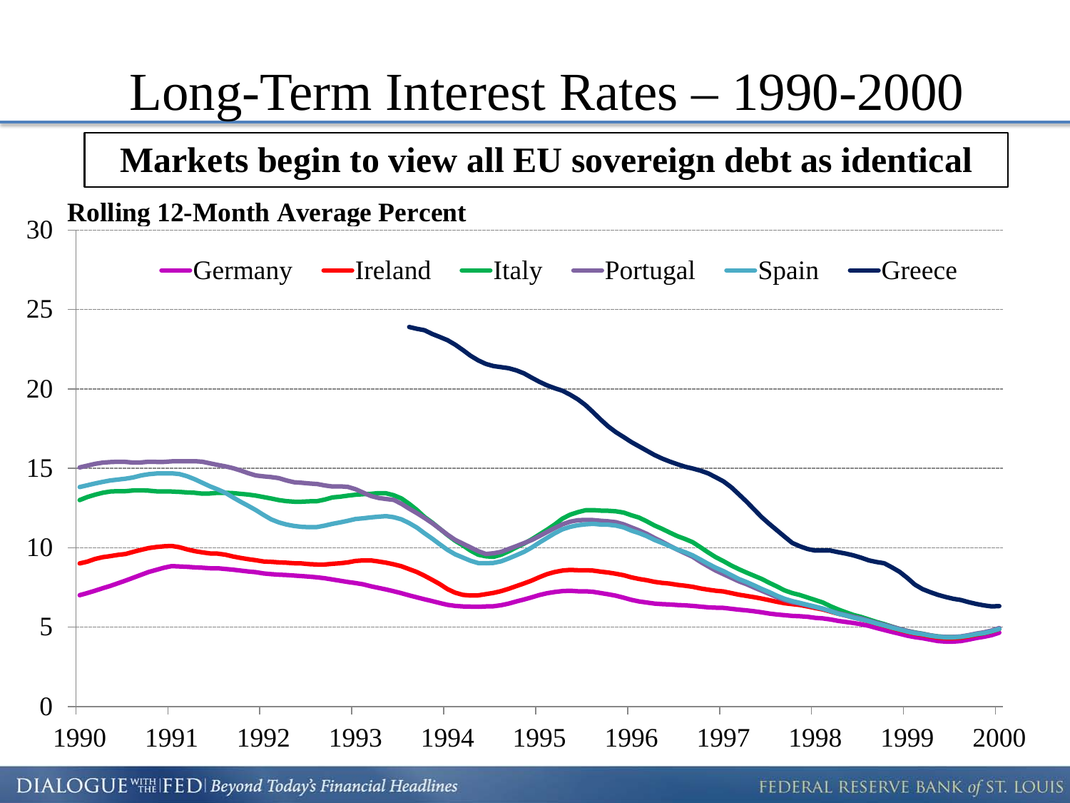# Long-Term Interest Rates – 1990-2000

**Markets begin to view all EU sovereign debt as identical**

**Rolling 12-Month Average Percent**

Germany, Ireland, Italy, Portugal, Spain, Greece

30, 25, 20, 15, 10, 5, 0

1990, 1991, 1992, 1993, 1994, 1995, 1996, 1997, 1998, 1999, 2000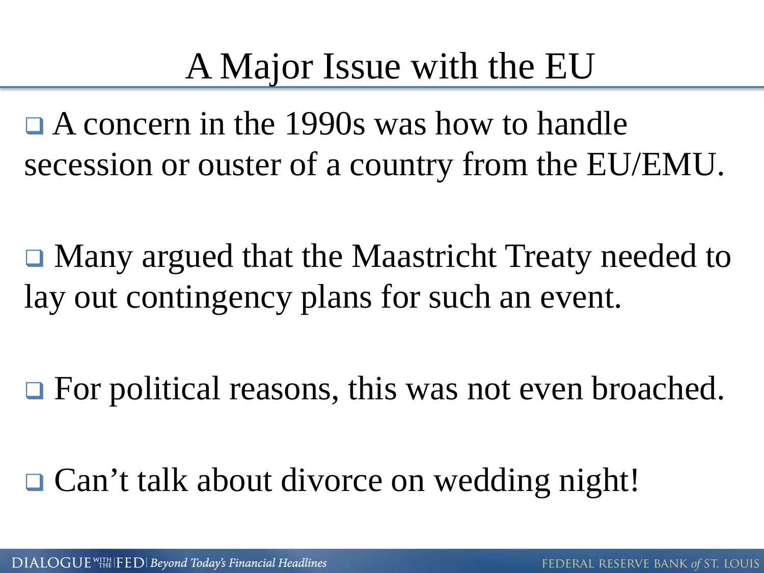# A Major Issue with the EU

- A concern in the 1990s was how to handle secession or ouster of a country from the EU/EMU.
- Many argued that the Maastricht Treaty needed to lay out contingency plans for such an event.
- For political reasons, this was not even broached.
- Can’t talk about divorce on wedding night!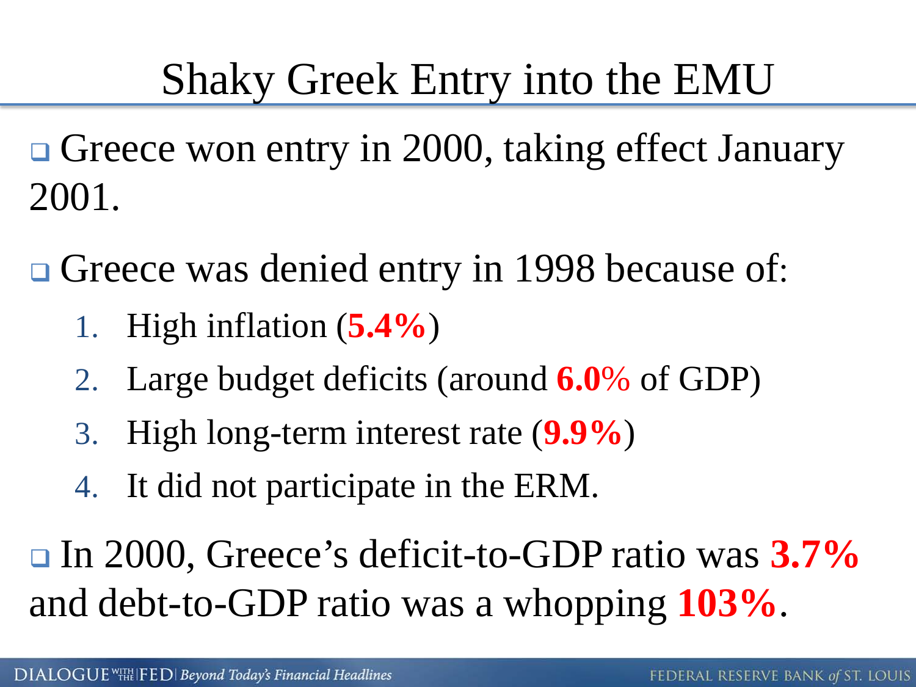# Shaky Greek Entry into the EMU

- Greece won entry in 2000, taking effect January 2001.
- Greece was denied entry in 1998 because of:
  1. High inflation (**5.4%**)
  2. Large budget deficits (around **6.0%** of GDP)
  3. High long-term interest rate (**9.9%**)
  4. It did not participate in the ERM.
- In 2000, Greece's deficit-to-GDP ratio was **3.7%** and debt-to-GDP ratio was a whopping **103%**.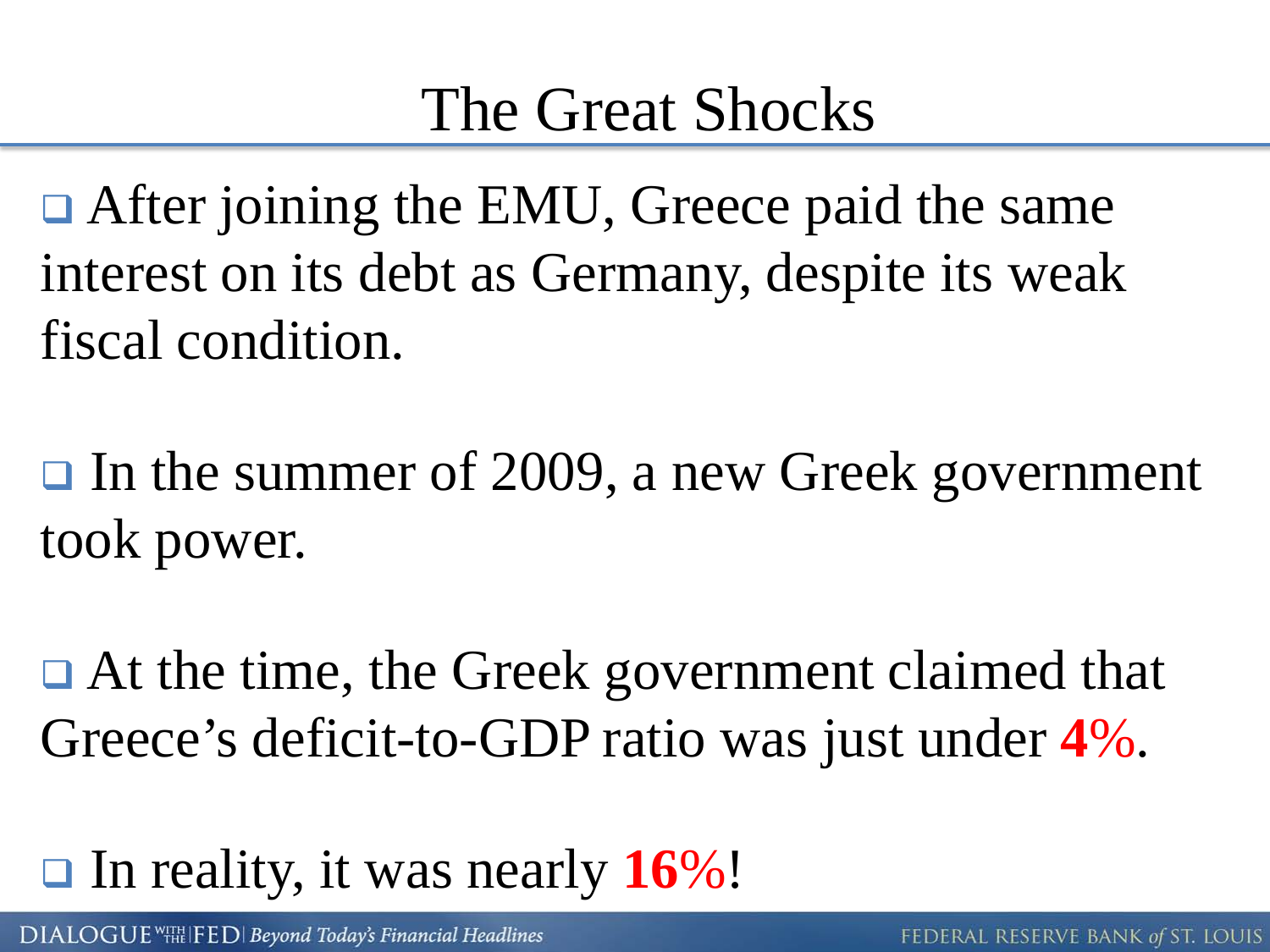# The Great Shocks

- After joining the EMU, Greece paid the same interest on its debt as Germany, despite its weak fiscal condition.

- In the summer of 2009, a new Greek government took power.

- At the time, the Greek government claimed that Greece's deficit-to-GDP ratio was just under **4%**.

- In reality, it was nearly **16%**!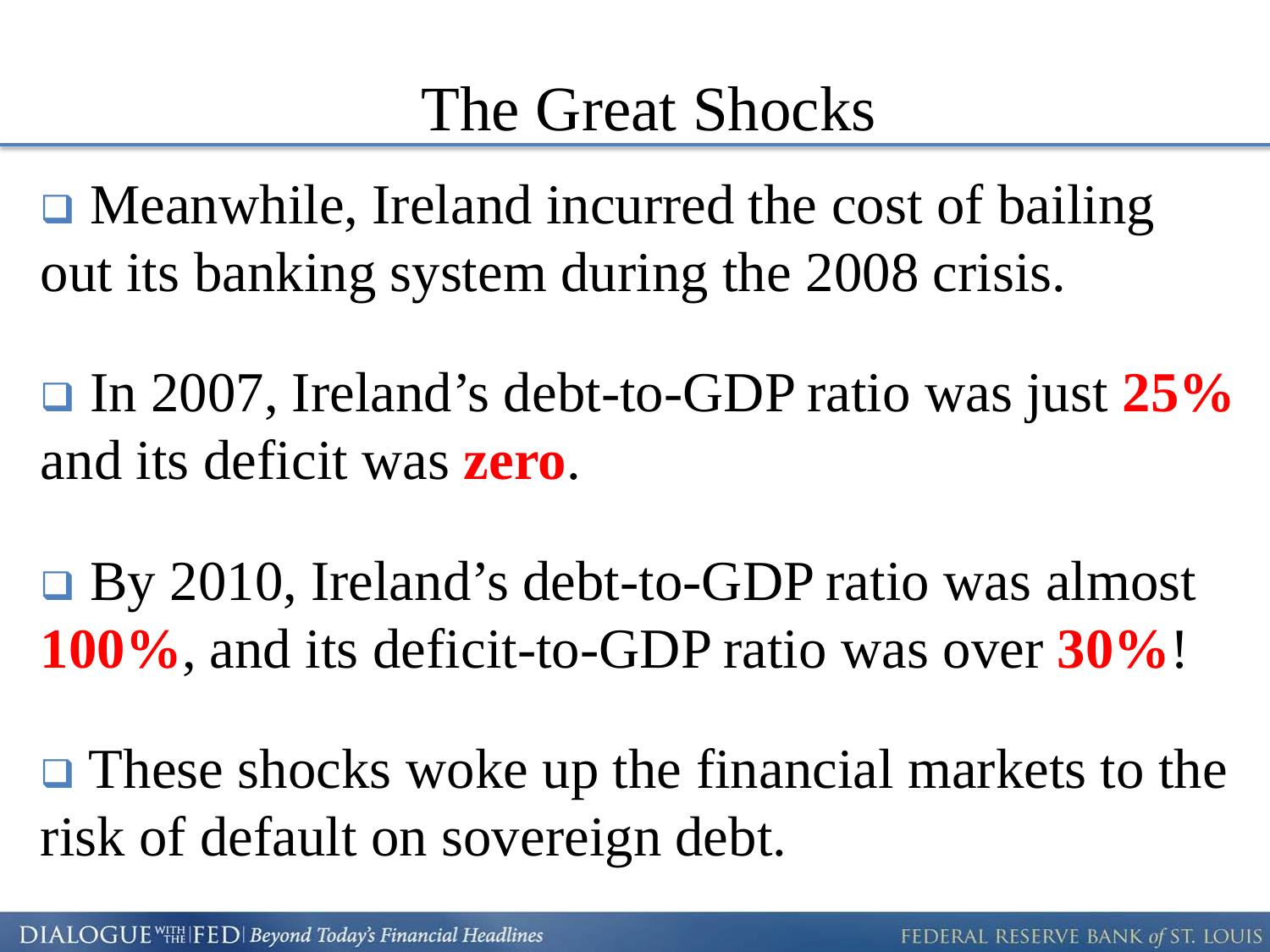# The Great Shocks

- Meanwhile, Ireland incurred the cost of bailing out its banking system during the 2008 crisis.
- In 2007, Ireland's debt-to-GDP ratio was just **25%** and its deficit was **zero**.
- By 2010, Ireland's debt-to-GDP ratio was almost **100%**, and its deficit-to-GDP ratio was over **30%**!
- These shocks woke up the financial markets to the risk of default on sovereign debt.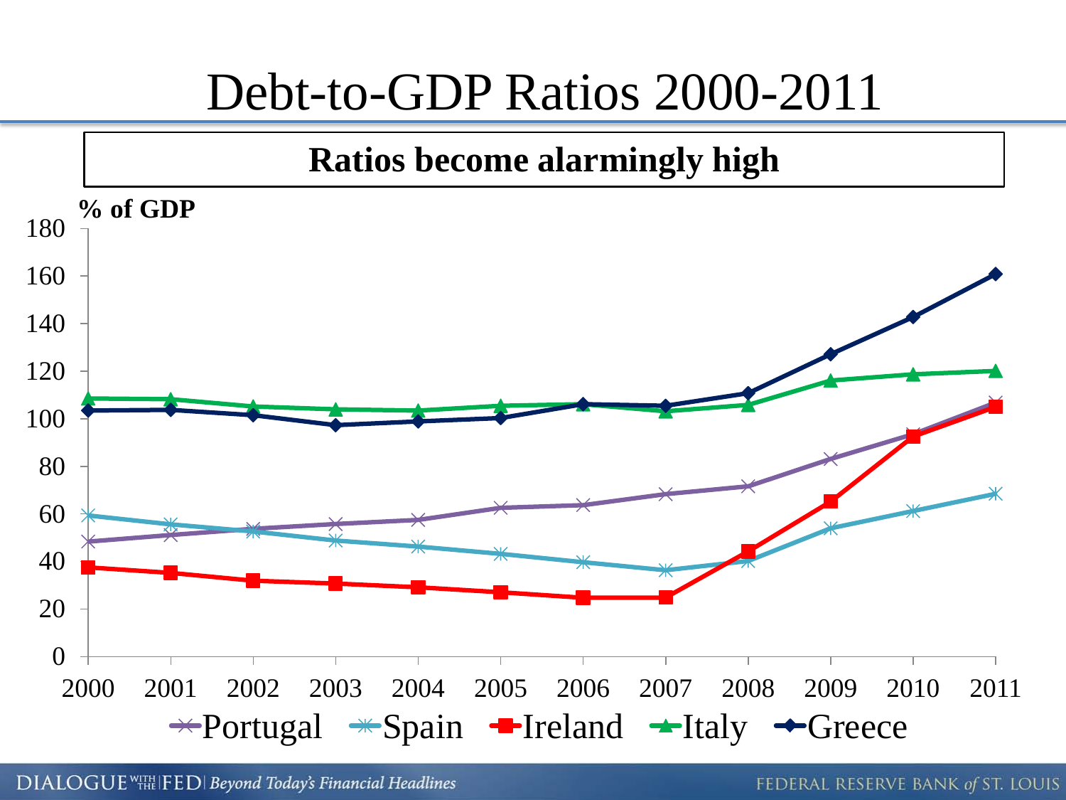# Debt-to-GDP Ratios 2000-2011

**Ratios become alarmingly high**

**% of GDP**

180
160
140
120
100
80
60
40
20
0

2000 2001 2002 2003 2004 2005 2006 2007 2008 2009 2010 2011

Portugal Spain Ireland Italy Greece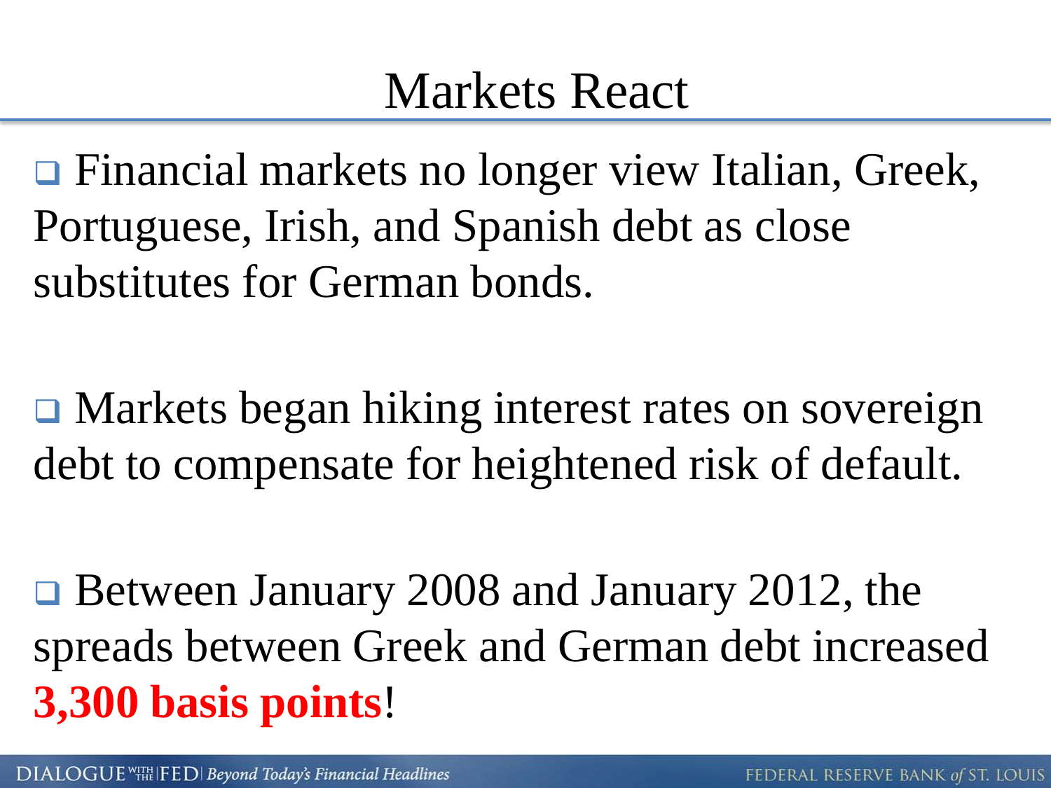# Markets React

- Financial markets no longer view Italian, Greek, Portuguese, Irish, and Spanish debt as close substitutes for German bonds.

- Markets began hiking interest rates on sovereign debt to compensate for heightened risk of default.

- Between January 2008 and January 2012, the spreads between Greek and German debt increased **3,300 basis points**!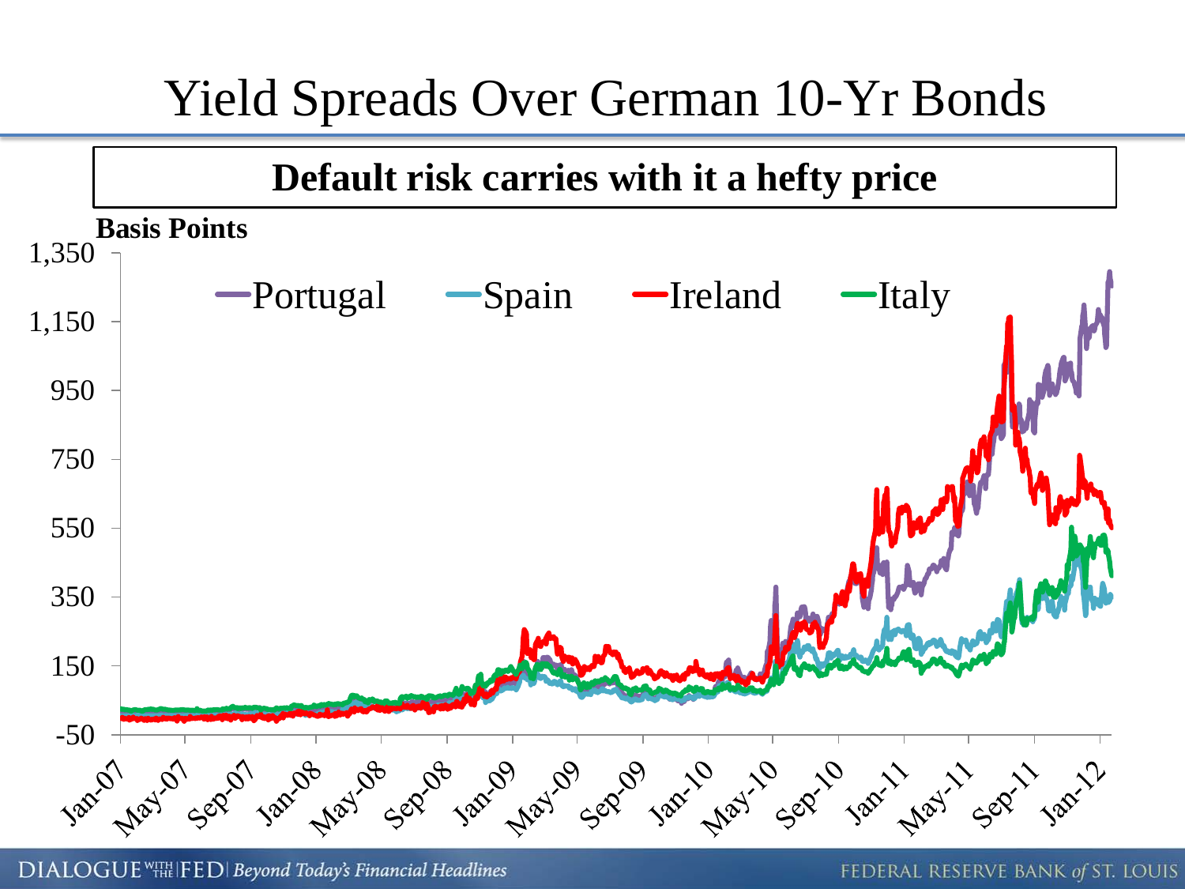# Yield Spreads Over German 10-Yr Bonds

**Default risk carries with it a hefty price**

**Basis Points**

1,350
1,150
950
750
550
350
150
-50

Portugal Spain Ireland Italy

Jan-07 May-07 Sep-07 Jan-08 May-08 Sep-08 Jan-09 May-09 Sep-09 Jan-10 May-10 Sep-10 Jan-11 May-11 Sep-11 Jan-12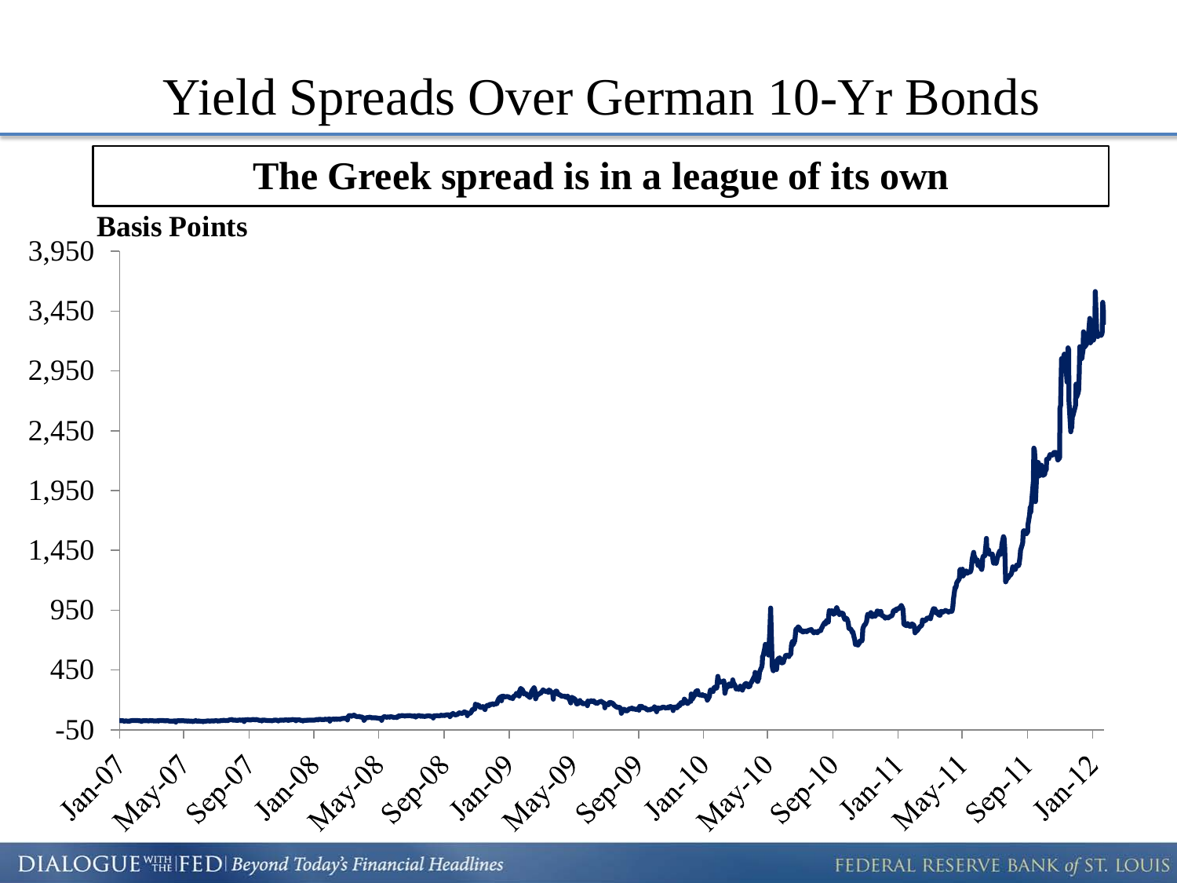# Yield Spreads Over German 10-Yr Bonds

**The Greek spread is in a league of its own**

**Basis Points**

3,950
3,450
2,950
2,450
1,950
1,450
950
450
-50

Jan-07 May-07 Sep-07 Jan-08 May-08 Sep-08 Jan-09 May-09 Sep-09 Jan-10 May-10 Sep-10 Jan-11 May-11 Sep-11 Jan-12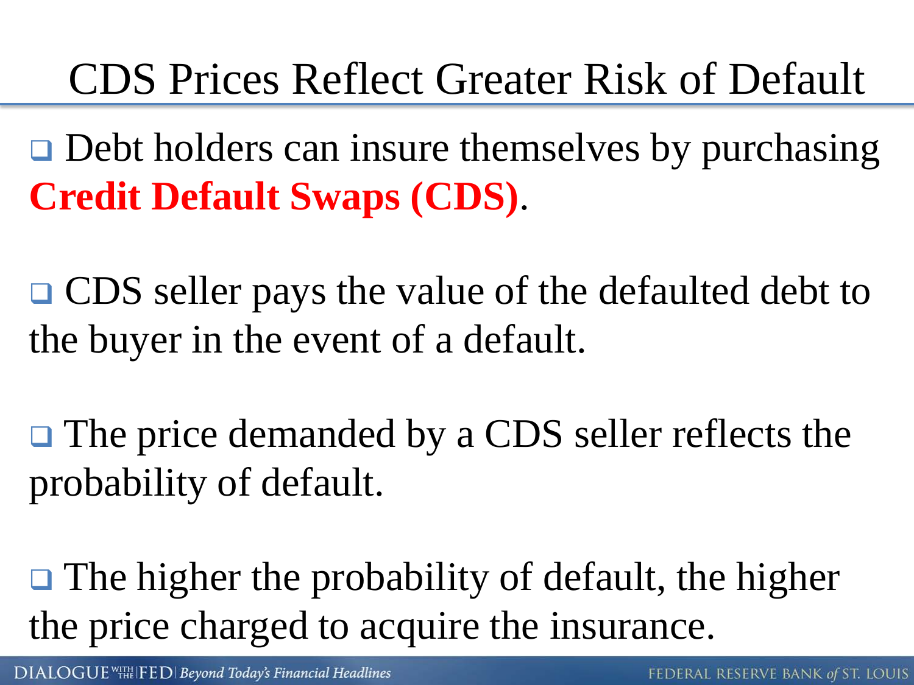# CDS Prices Reflect Greater Risk of Default

- Debt holders can insure themselves by purchasing **Credit Default Swaps (CDS)**.

- CDS seller pays the value of the defaulted debt to the buyer in the event of a default.

- The price demanded by a CDS seller reflects the probability of default.

- The higher the probability of default, the higher the price charged to acquire the insurance.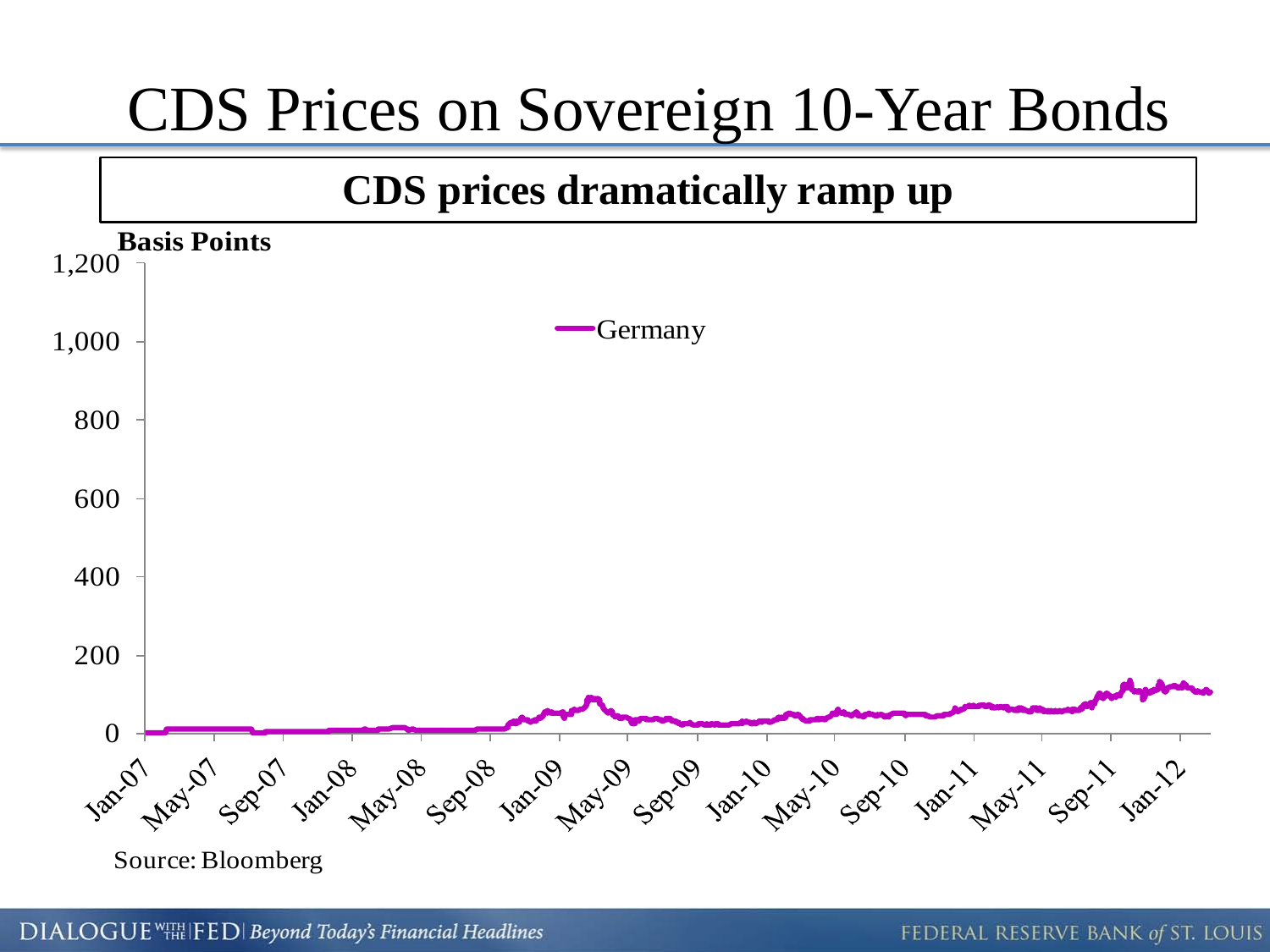# CDS Prices on Sovereign 10-Year Bonds

**CDS prices dramatically ramp up**

**Basis Points**

1,200
1,000
800
600
400
200
0

Germany

Jan-07 May-07 Sep-07 Jan-08 May-08 Sep-08 Jan-09 May-09 Sep-09 Jan-10 May-10 Sep-10 Jan-11 May-11 Sep-11 Jan-12

Source: Bloomberg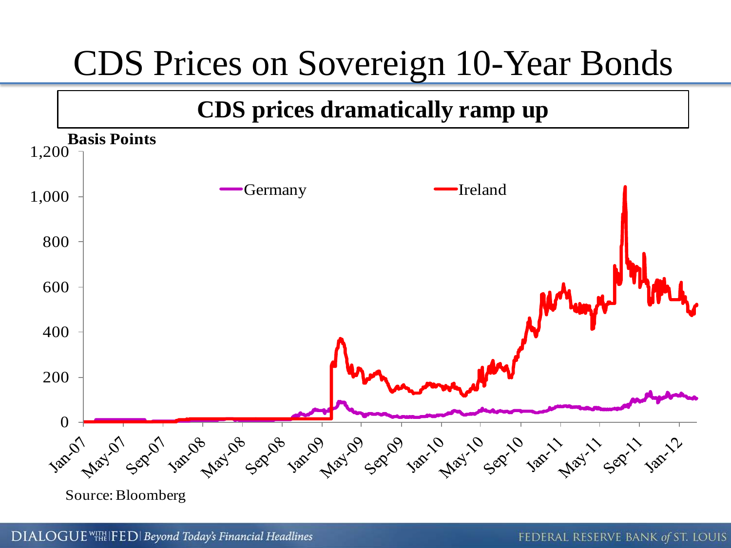# CDS Prices on Sovereign 10-Year Bonds

## CDS prices dramatically ramp up

**Basis Points**

1,200

1,000

800

600

400

200

0

Germany

Ireland

Jan-07 May-07 Sep-07 Jan-08 May-08 Sep-08 Jan-09 May-09 Sep-09 Jan-10 May-10 Sep-10 Jan-11 May-11 Sep-11 Jan-12

Source: Bloomberg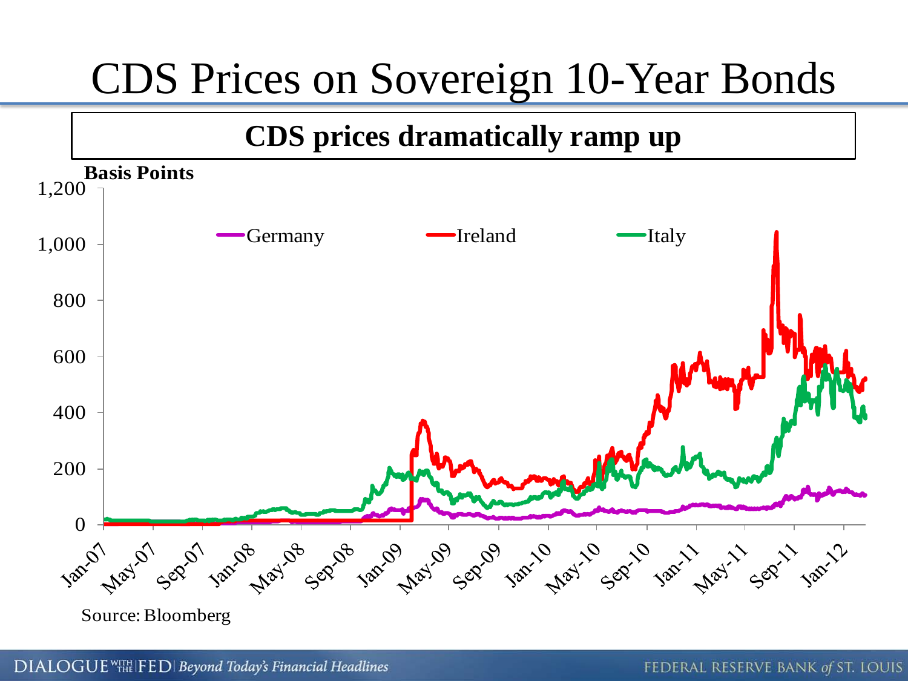# CDS Prices on Sovereign 10-Year Bonds

**CDS prices dramatically ramp up**

**Basis Points**

1,200
1,000
800
600
400
200
0

Germany
Ireland
Italy

Jan-07 May-07 Sep-07 Jan-08 May-08 Sep-08 Jan-09 May-09 Sep-09 Jan-10 May-10 Sep-10 Jan-11 May-11 Sep-11 Jan-12

Source: Bloomberg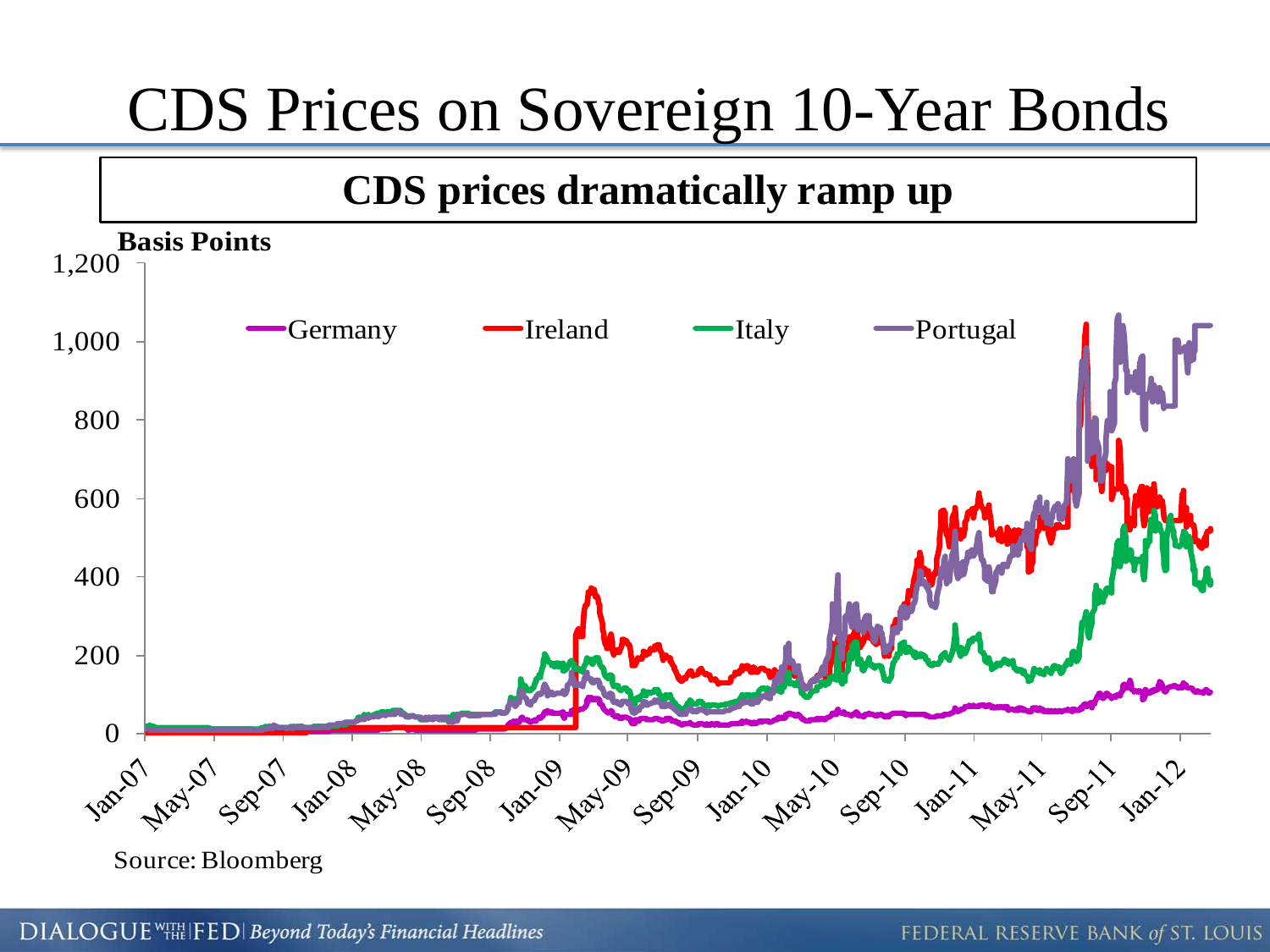# CDS Prices on Sovereign 10-Year Bonds

**CDS prices dramatically ramp up**

**Basis Points**

Germany · Ireland · Italy · Portugal

Y-axis: 0, 200, 400, 600, 800, 1,000, 1,200

X-axis: Jan-07, May-07, Sep-07, Jan-08, May-08, Sep-08, Jan-09, May-09, Sep-09, Jan-10, May-10, Sep-10, Jan-11, May-11, Sep-11, Jan-12

Source: Bloomberg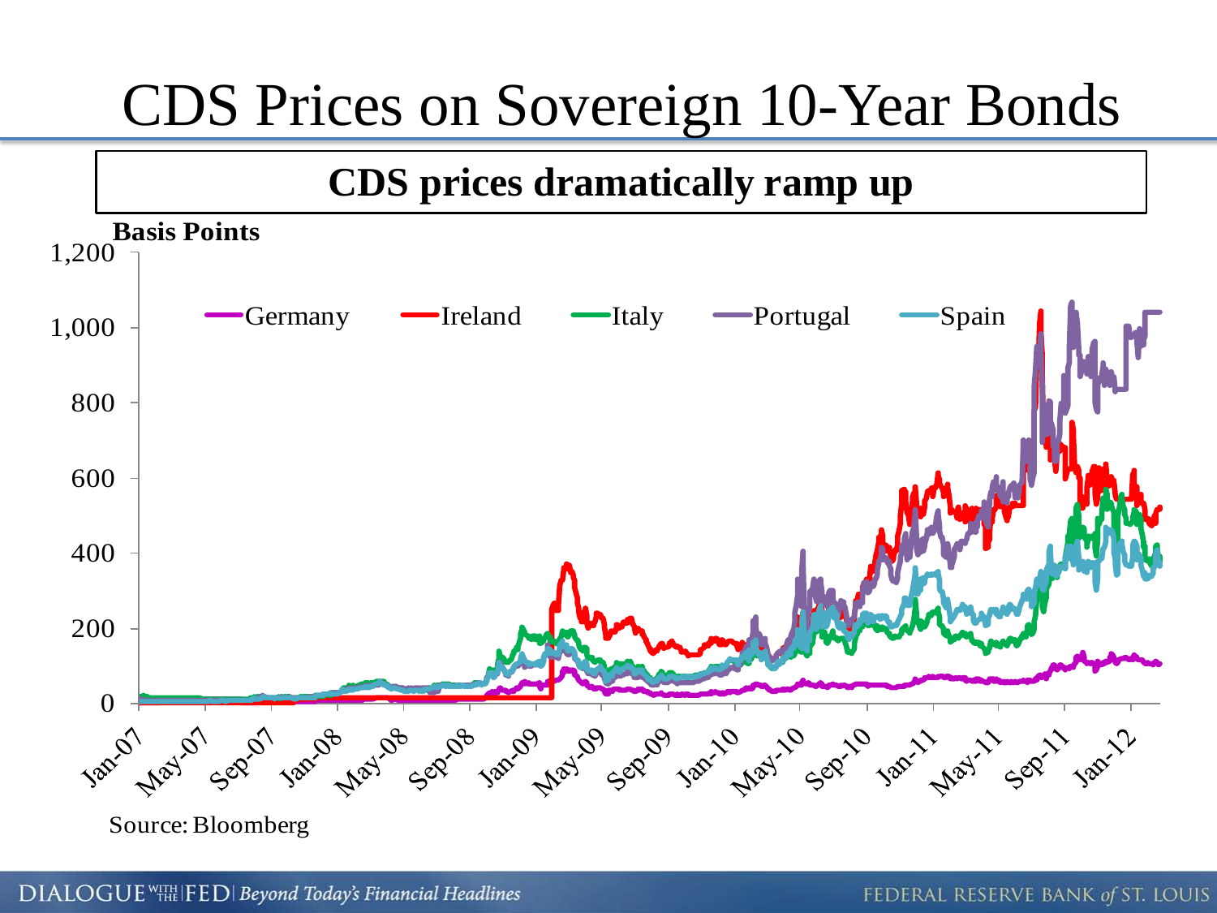# CDS Prices on Sovereign 10-Year Bonds

**CDS prices dramatically ramp up**

**Basis Points**

Germany | Ireland | Italy | Portugal | Spain

Source: Bloomberg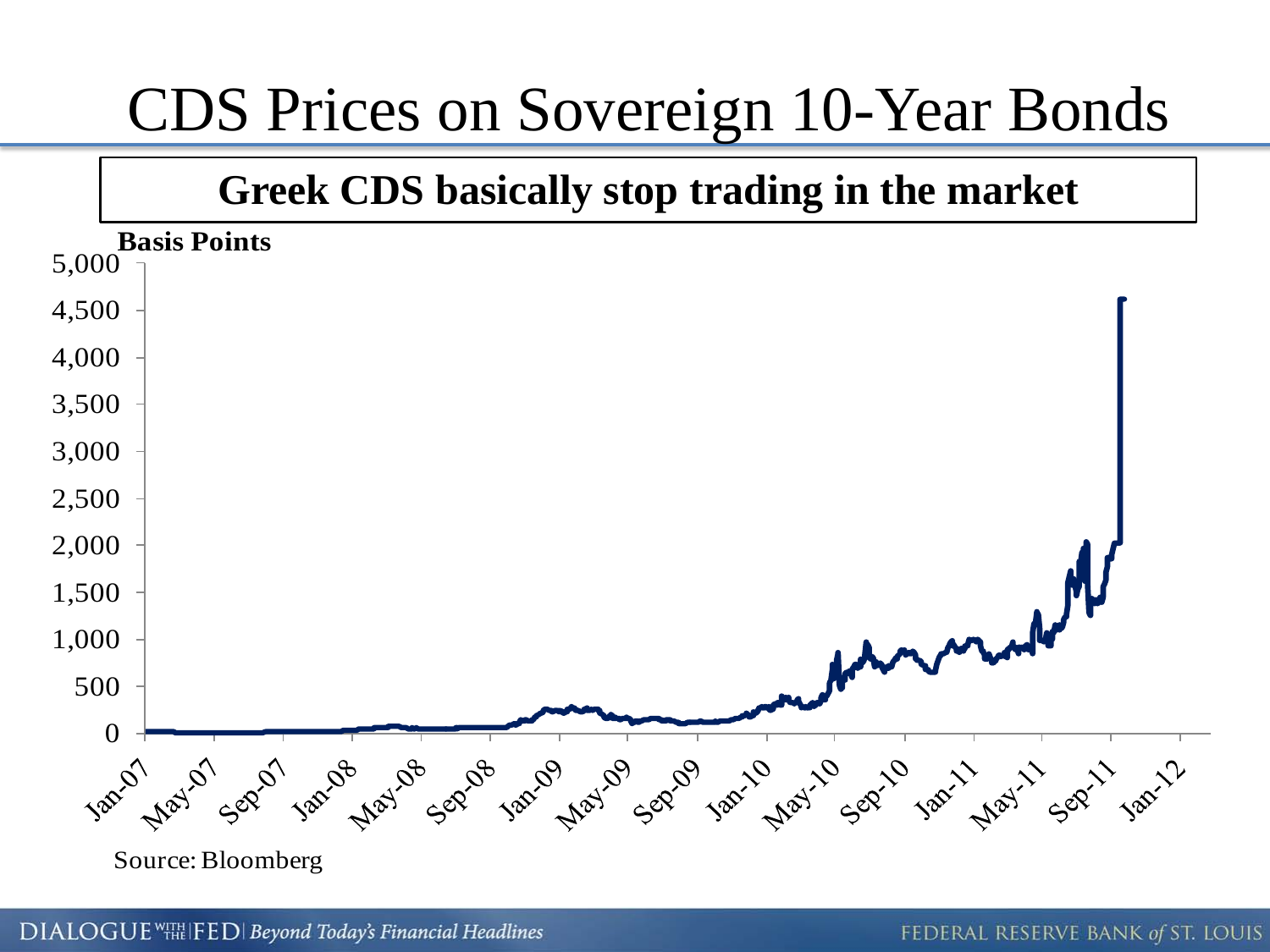# CDS Prices on Sovereign 10-Year Bonds

**Greek CDS basically stop trading in the market**

**Basis Points**

5,000
4,500
4,000
3,500
3,000
2,500
2,000
1,500
1,000
500
0

Jan-07 May-07 Sep-07 Jan-08 May-08 Sep-08 Jan-09 May-09 Sep-09 Jan-10 May-10 Sep-10 Jan-11 May-11 Sep-11 Jan-12

Source: Bloomberg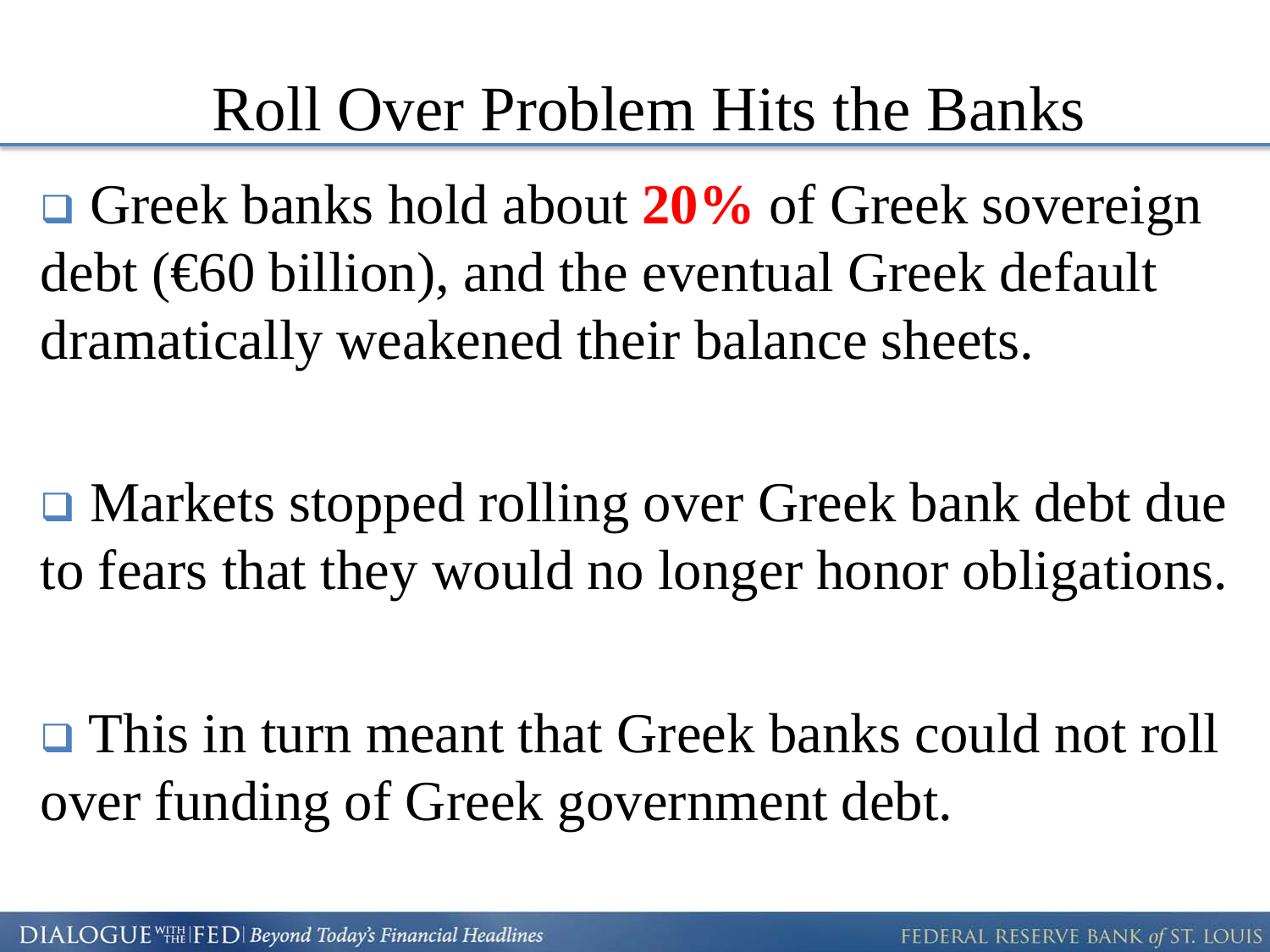# Roll Over Problem Hits the Banks

- Greek banks hold about **20%** of Greek sovereign debt (€60 billion), and the eventual Greek default dramatically weakened their balance sheets.

- Markets stopped rolling over Greek bank debt due to fears that they would no longer honor obligations.

- This in turn meant that Greek banks could not roll over funding of Greek government debt.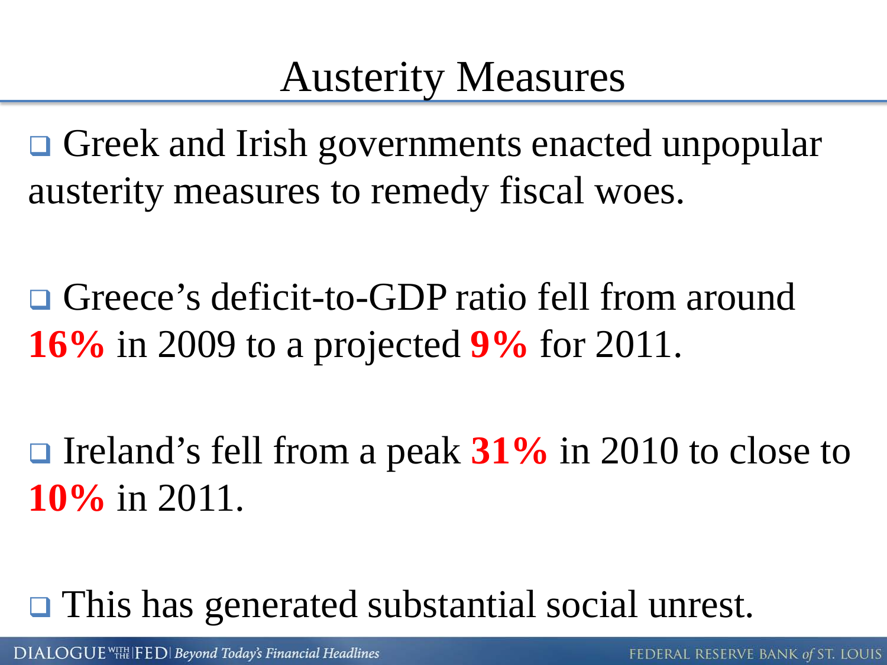# Austerity Measures

- Greek and Irish governments enacted unpopular austerity measures to remedy fiscal woes.

- Greece's deficit-to-GDP ratio fell from around **16%** in 2009 to a projected **9%** for 2011.

- Ireland's fell from a peak **31%** in 2010 to close to **10%** in 2011.

- This has generated substantial social unrest.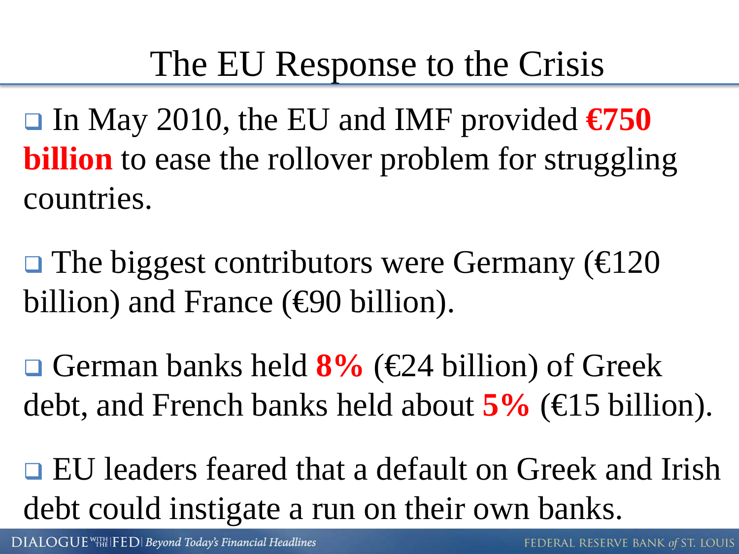# The EU Response to the Crisis

- In May 2010, the EU and IMF provided **€750 billion** to ease the rollover problem for struggling countries.

- The biggest contributors were Germany (€120 billion) and France (€90 billion).

- German banks held **8%** (€24 billion) of Greek debt, and French banks held about **5%** (€15 billion).

- EU leaders feared that a default on Greek and Irish debt could instigate a run on their own banks.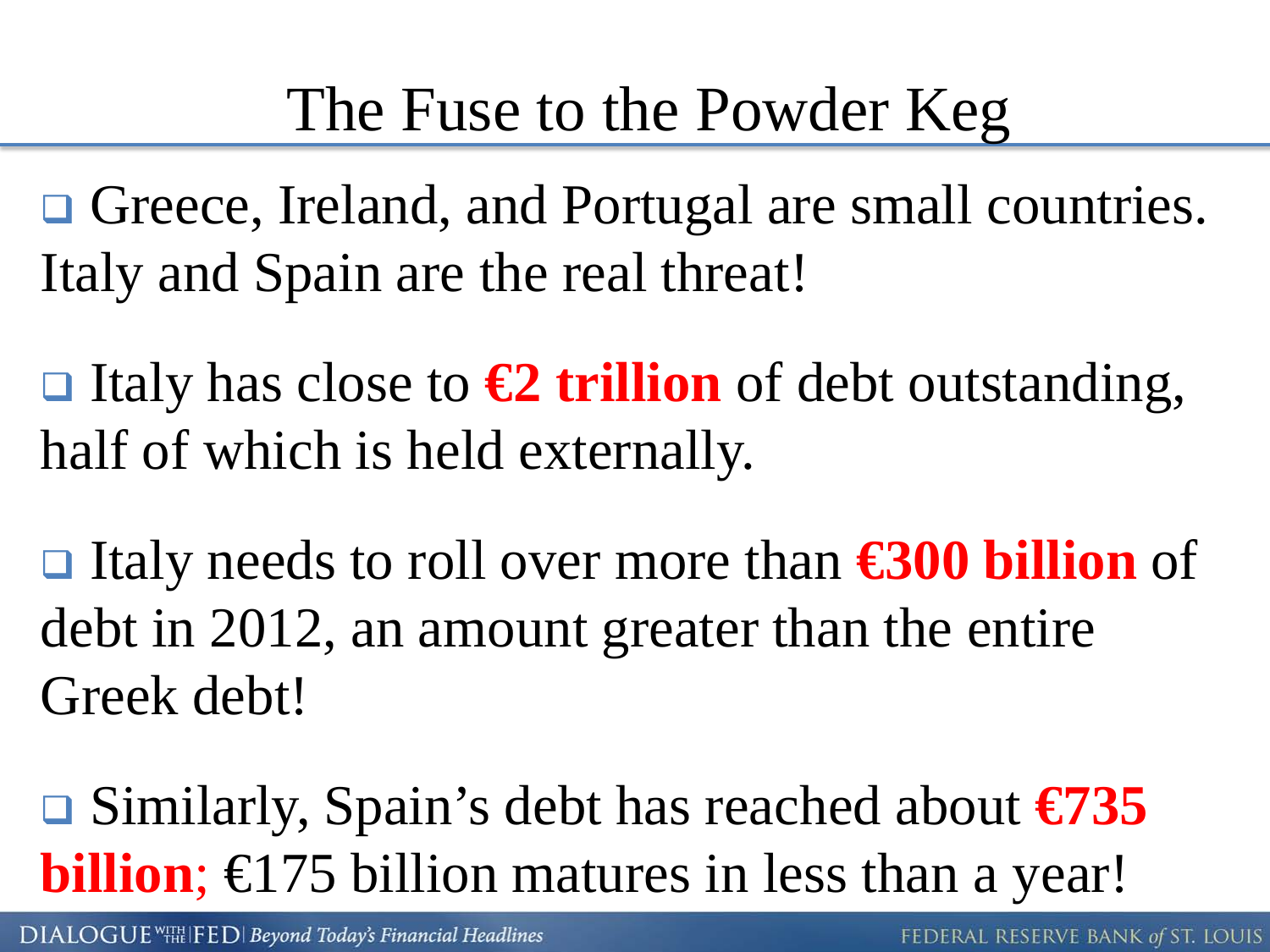# The Fuse to the Powder Keg

- Greece, Ireland, and Portugal are small countries. Italy and Spain are the real threat!

- Italy has close to **€2 trillion** of debt outstanding, half of which is held externally.

- Italy needs to roll over more than **€300 billion** of debt in 2012, an amount greater than the entire Greek debt!

- Similarly, Spain's debt has reached about **€735 billion**; €175 billion matures in less than a year!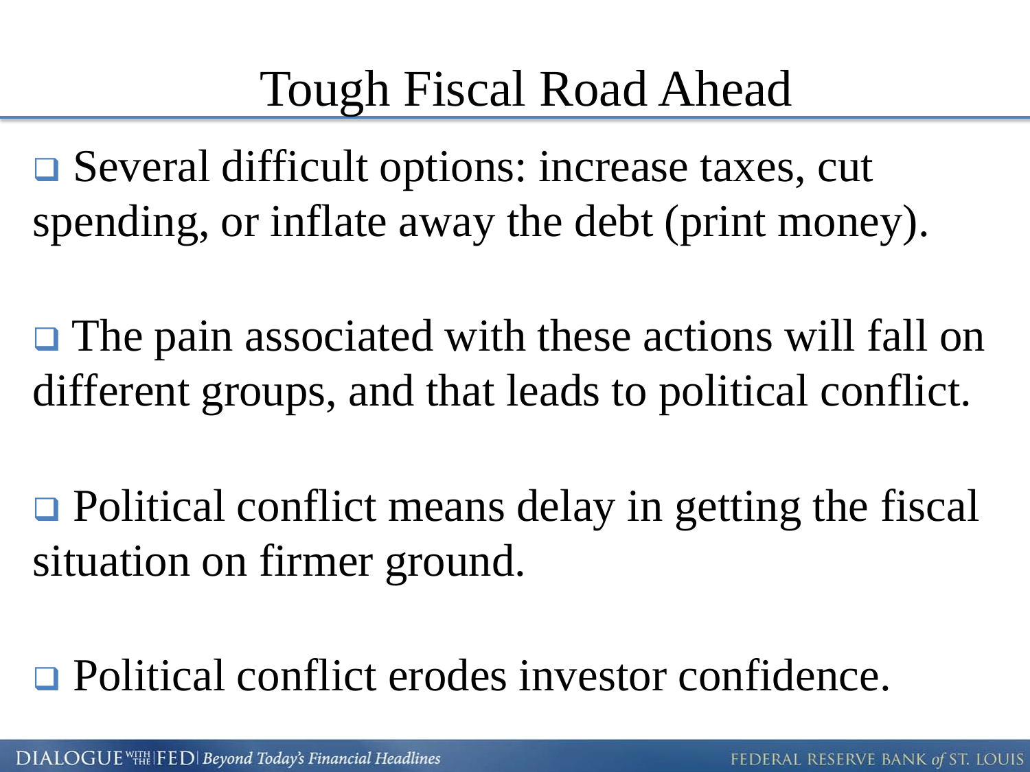# Tough Fiscal Road Ahead

- Several difficult options: increase taxes, cut spending, or inflate away the debt (print money).

- The pain associated with these actions will fall on different groups, and that leads to political conflict.

- Political conflict means delay in getting the fiscal situation on firmer ground.

- Political conflict erodes investor confidence.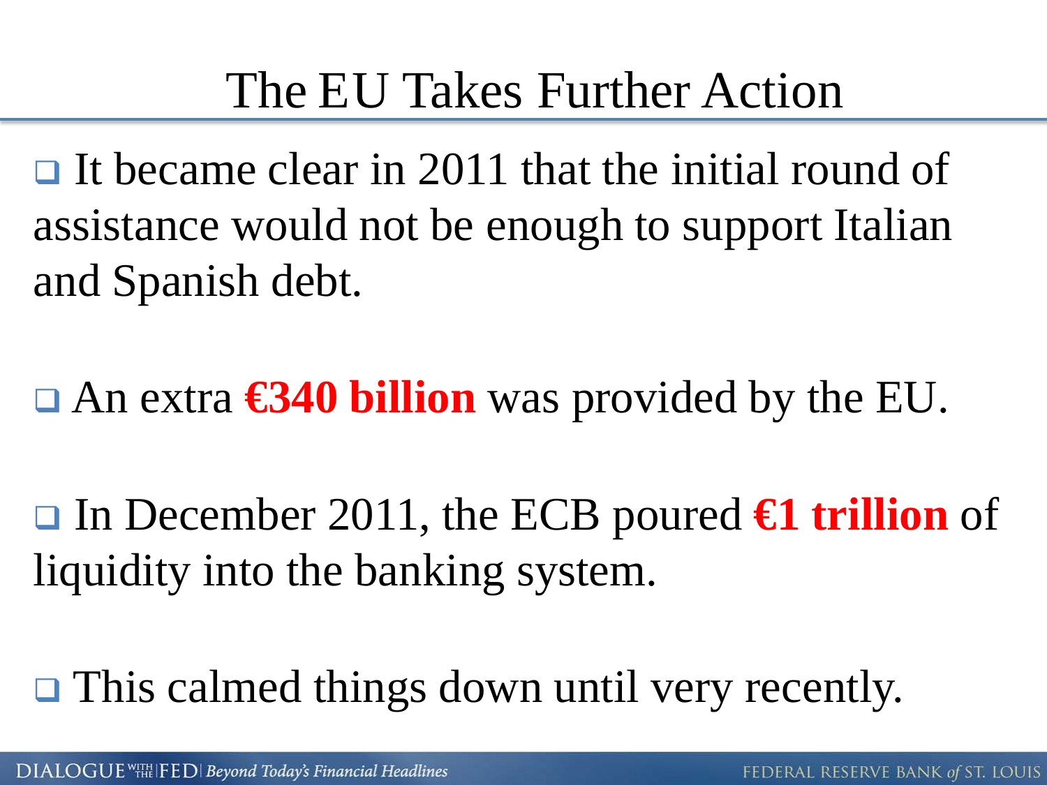# The EU Takes Further Action

- It became clear in 2011 that the initial round of assistance would not be enough to support Italian and Spanish debt.

- An extra **€340 billion** was provided by the EU.

- In December 2011, the ECB poured **€1 trillion** of liquidity into the banking system.

- This calmed things down until very recently.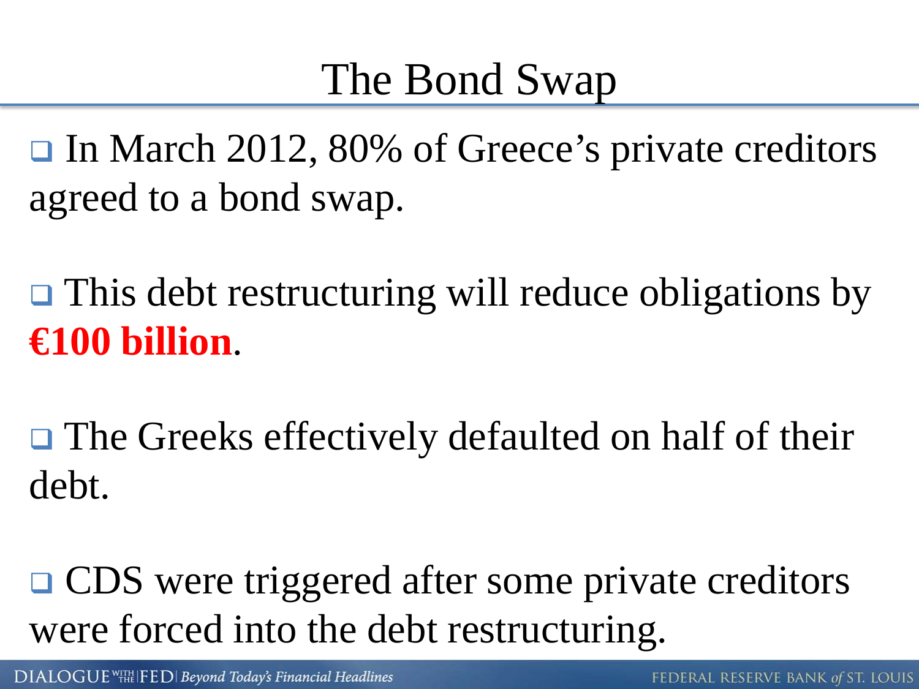# The Bond Swap

- In March 2012, 80% of Greece's private creditors agreed to a bond swap.
- This debt restructuring will reduce obligations by **€100 billion**.
- The Greeks effectively defaulted on half of their debt.
- CDS were triggered after some private creditors were forced into the debt restructuring.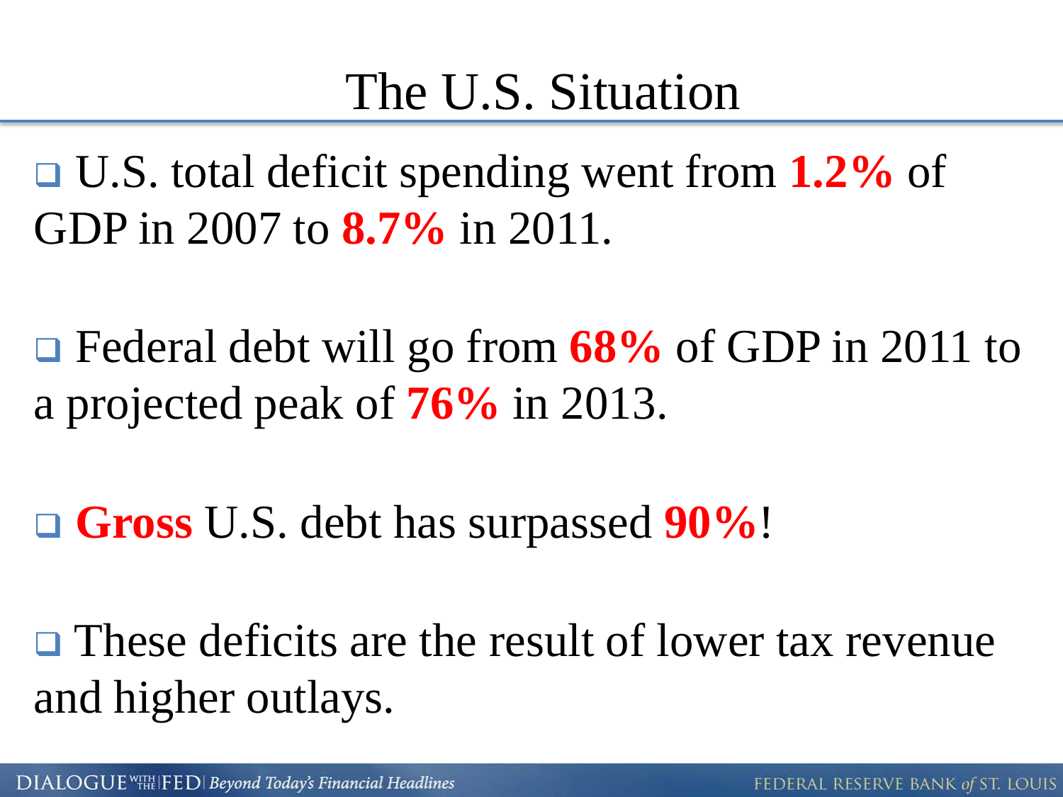# The U.S. Situation

- U.S. total deficit spending went from **1.2%** of GDP in 2007 to **8.7%** in 2011.

- Federal debt will go from **68%** of GDP in 2011 to a projected peak of **76%** in 2013.

- **Gross** U.S. debt has surpassed **90%**!

- These deficits are the result of lower tax revenue and higher outlays.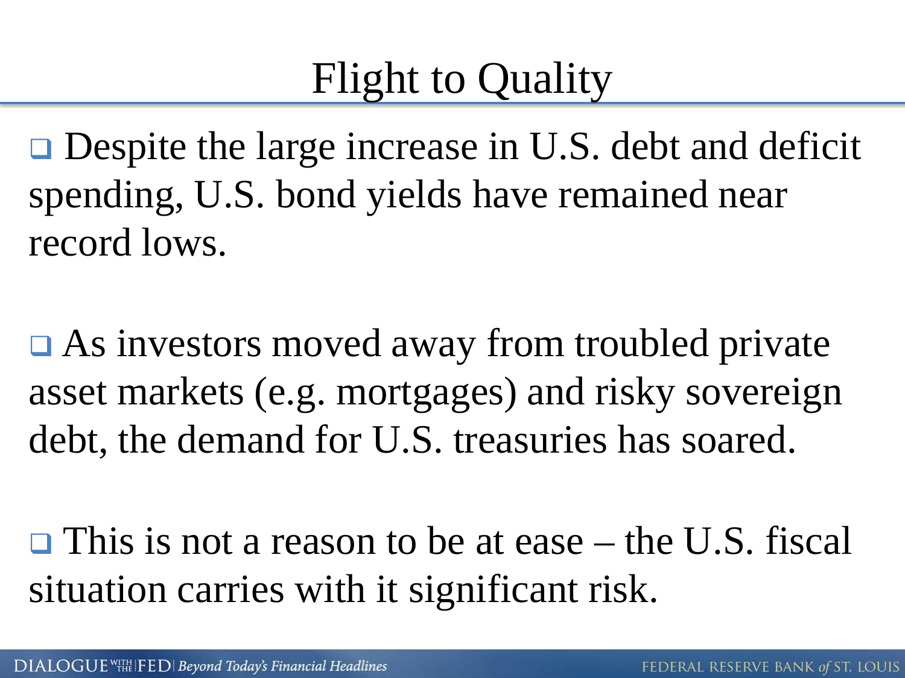# Flight to Quality

- Despite the large increase in U.S. debt and deficit spending, U.S. bond yields have remained near record lows.

- As investors moved away from troubled private asset markets (e.g. mortgages) and risky sovereign debt, the demand for U.S. treasuries has soared.

- This is not a reason to be at ease – the U.S. fiscal situation carries with it significant risk.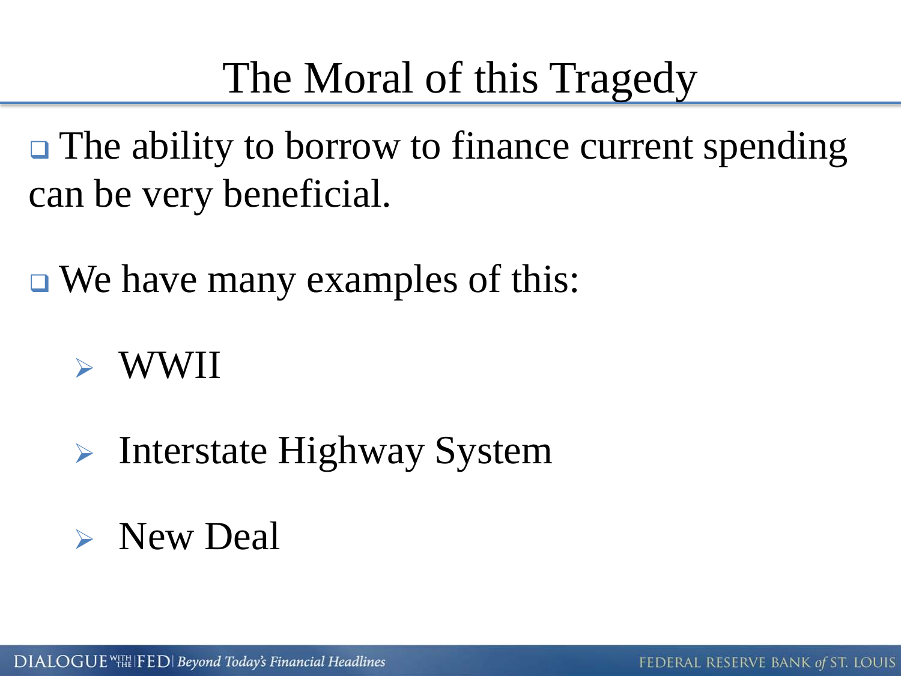# The Moral of this Tragedy

- The ability to borrow to finance current spending can be very beneficial.

- We have many examples of this:
  - WWII
  - Interstate Highway System
  - New Deal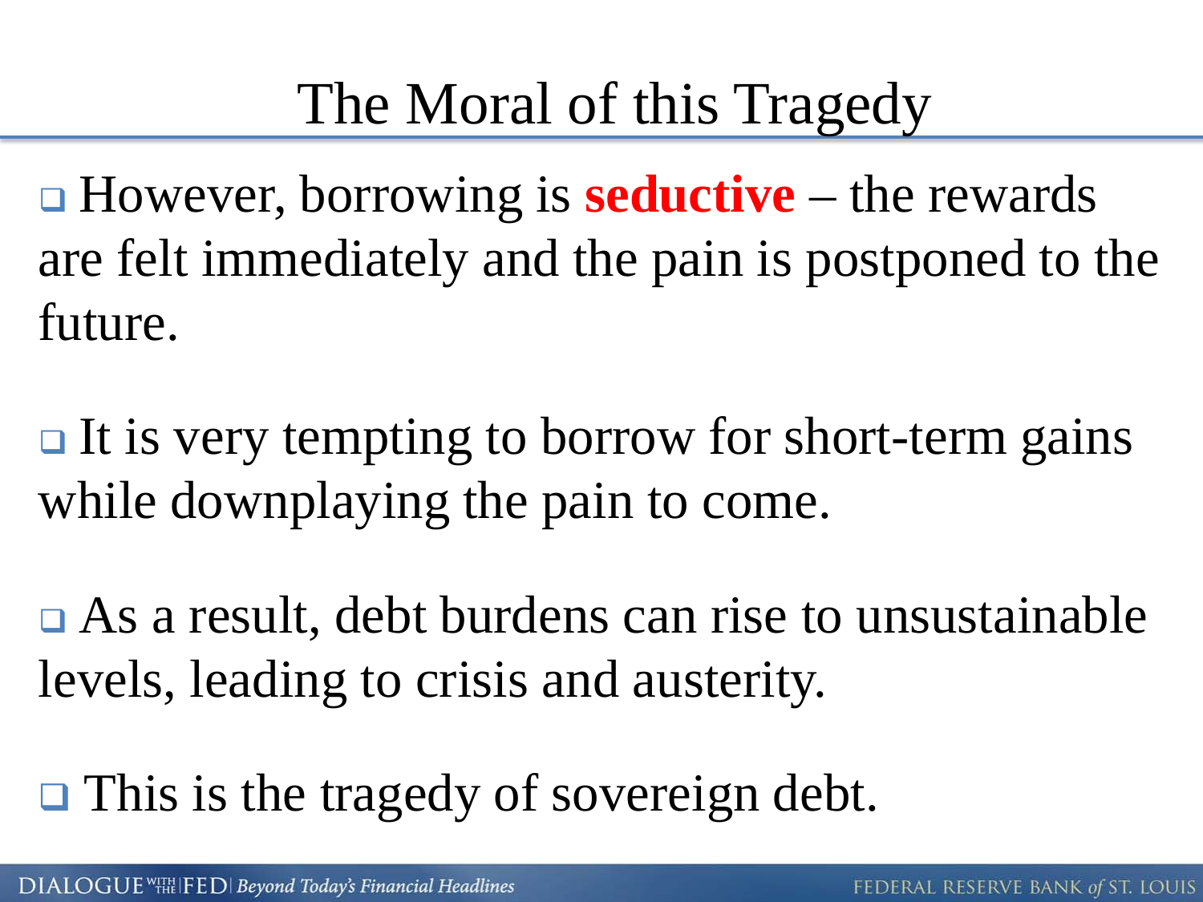# The Moral of this Tragedy

- However, borrowing is **seductive** – the rewards are felt immediately and the pain is postponed to the future.

- It is very tempting to borrow for short-term gains while downplaying the pain to come.

- As a result, debt burdens can rise to unsustainable levels, leading to crisis and austerity.

- This is the tragedy of sovereign debt.